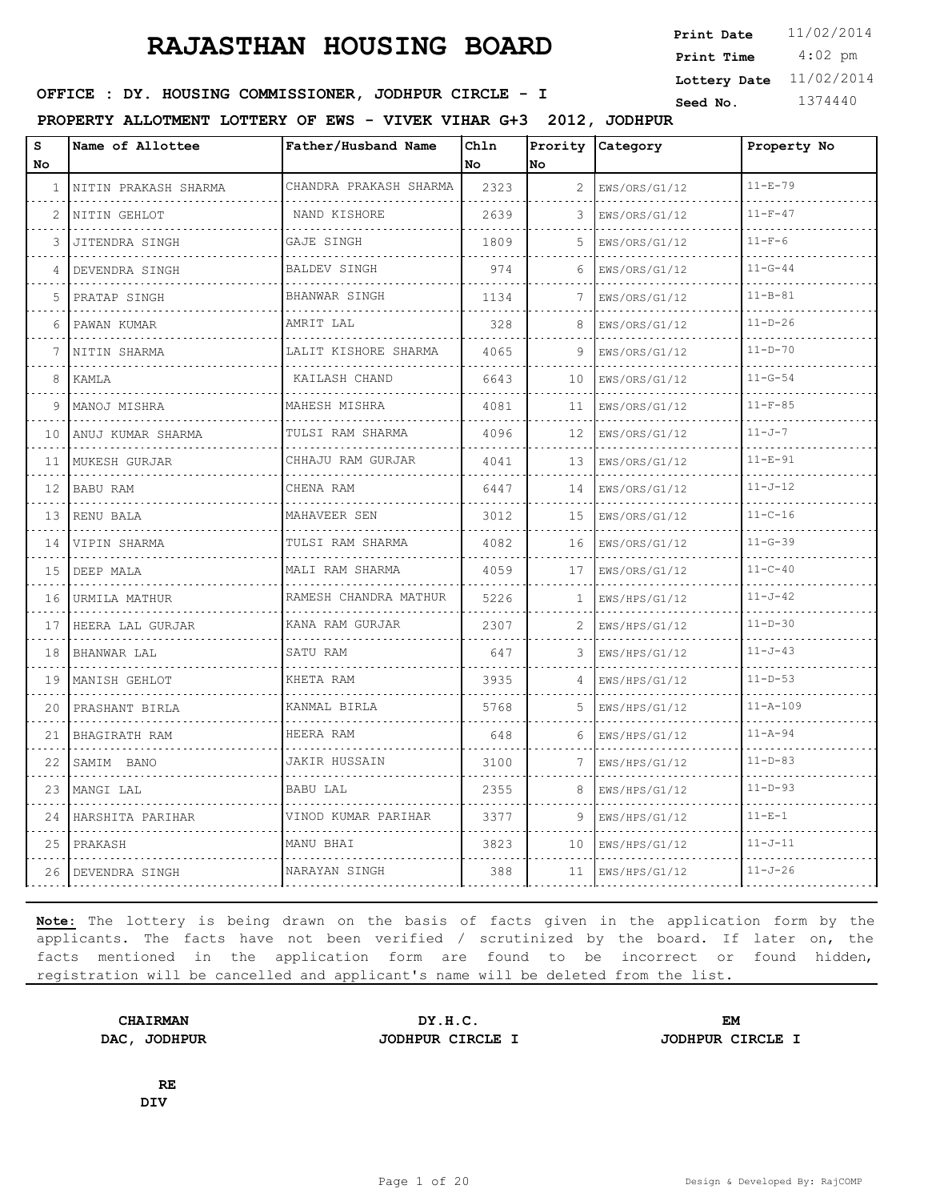# RAJASTHAN HOUSING BOARD

**Print Date** 11/02/2014
**Print Time** 4:02 pm
**Lottery Date** 11/02/2014
**Seed No.** 1374440

**OFFICE : DY. HOUSING COMMISSIONER, JODHPUR CIRCLE - I**

**PROPERTY ALLOTMENT LOTTERY OF EWS - VIVEK VIHAR G+3 2012, JODHPUR**

| S No | Name of Allottee | Father/Husband Name | Chln No | Prority No | Category | Property No |
|---|---|---|---|---|---|---|
| 1 | NITIN PRAKASH SHARMA | CHANDRA PRAKASH SHARMA | 2323 | 2 | EWS/ORS/G1/12 | 11-E-79 |
| 2 | NITIN GEHLOT | NAND KISHORE | 2639 | 3 | EWS/ORS/G1/12 | 11-F-47 |
| 3 | JITENDRA SINGH | GAJE SINGH | 1809 | 5 | EWS/ORS/G1/12 | 11-F-6 |
| 4 | DEVENDRA SINGH | BALDEV SINGH | 974 | 6 | EWS/ORS/G1/12 | 11-G-44 |
| 5 | PRATAP SINGH | BHANWAR SINGH | 1134 | 7 | EWS/ORS/G1/12 | 11-B-81 |
| 6 | PAWAN KUMAR | AMRIT LAL | 328 | 8 | EWS/ORS/G1/12 | 11-D-26 |
| 7 | NITIN SHARMA | LALIT KISHORE SHARMA | 4065 | 9 | EWS/ORS/G1/12 | 11-D-70 |
| 8 | KAMLA | KAILASH CHAND | 6643 | 10 | EWS/ORS/G1/12 | 11-G-54 |
| 9 | MANOJ MISHRA | MAHESH MISHRA | 4081 | 11 | EWS/ORS/G1/12 | 11-F-85 |
| 10 | ANUJ KUMAR SHARMA | TULSI RAM SHARMA | 4096 | 12 | EWS/ORS/G1/12 | 11-J-7 |
| 11 | MUKESH GURJAR | CHHAJU RAM GURJAR | 4041 | 13 | EWS/ORS/G1/12 | 11-E-91 |
| 12 | BABU RAM | CHENA RAM | 6447 | 14 | EWS/ORS/G1/12 | 11-J-12 |
| 13 | RENU BALA | MAHAVEER SEN | 3012 | 15 | EWS/ORS/G1/12 | 11-C-16 |
| 14 | VIPIN SHARMA | TULSI RAM SHARMA | 4082 | 16 | EWS/ORS/G1/12 | 11-G-39 |
| 15 | DEEP MALA | MALI RAM SHARMA | 4059 | 17 | EWS/ORS/G1/12 | 11-C-40 |
| 16 | URMILA MATHUR | RAMESH CHANDRA MATHUR | 5226 | 1 | EWS/HPS/G1/12 | 11-J-42 |
| 17 | HEERA LAL GURJAR | KANA RAM GURJAR | 2307 | 2 | EWS/HPS/G1/12 | 11-D-30 |
| 18 | BHANWAR LAL | SATU RAM | 647 | 3 | EWS/HPS/G1/12 | 11-J-43 |
| 19 | MANISH GEHLOT | KHETA RAM | 3935 | 4 | EWS/HPS/G1/12 | 11-D-53 |
| 20 | PRASHANT BIRLA | KANMAL BIRLA | 5768 | 5 | EWS/HPS/G1/12 | 11-A-109 |
| 21 | BHAGIRATH RAM | HEERA RAM | 648 | 6 | EWS/HPS/G1/12 | 11-A-94 |
| 22 | SAMIM BANO | JAKIR HUSSAIN | 3100 | 7 | EWS/HPS/G1/12 | 11-D-83 |
| 23 | MANGI LAL | BABU LAL | 2355 | 8 | EWS/HPS/G1/12 | 11-D-93 |
| 24 | HARSHITA PARIHAR | VINOD KUMAR PARIHAR | 3377 | 9 | EWS/HPS/G1/12 | 11-E-1 |
| 25 | PRAKASH | MANU BHAI | 3823 | 10 | EWS/HPS/G1/12 | 11-J-11 |
| 26 | DEVENDRA SINGH | NARAYAN SINGH | 388 | 11 | EWS/HPS/G1/12 | 11-J-26 |

**Note:** The lottery is being drawn on the basis of facts given in the application form by the applicants. The facts have not been verified / scrutinized by the board. If later on, the facts mentioned in the application form are found to be incorrect or found hidden, registration will be cancelled and applicant's name will be deleted from the list.

**CHAIRMAN**
**DAC, JODHPUR**

**DY.H.C.**
**JODHPUR CIRCLE I**

**EM**
**JODHPUR CIRCLE I**

**RE**
**DIV**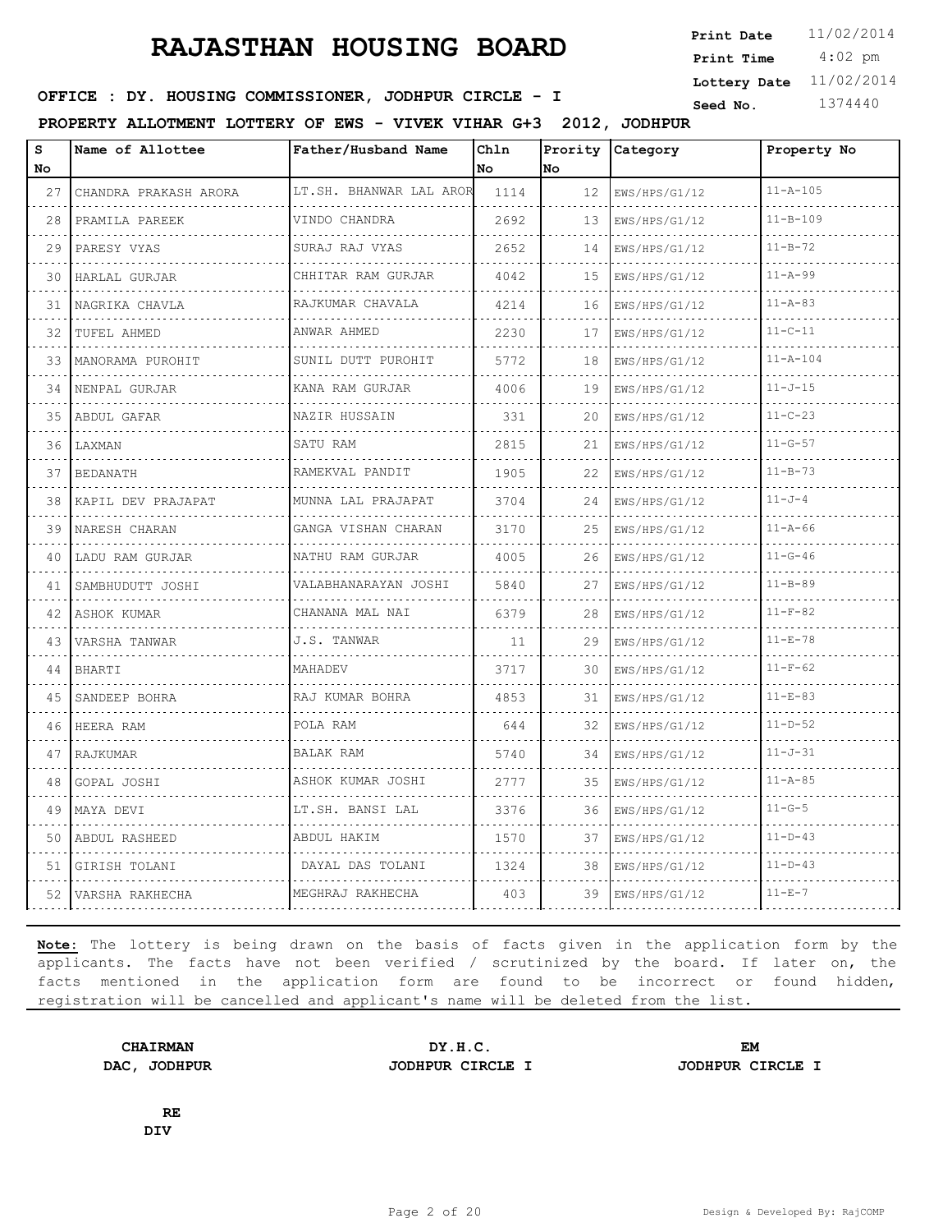# RAJASTHAN HOUSING BOARD

**Print Date** 11/02/2014
**Print Time** 4:02 pm
**Lottery Date** 11/02/2014
**Seed No.** 1374440

**OFFICE : DY. HOUSING COMMISSIONER, JODHPUR CIRCLE - I**

**PROPERTY ALLOTMENT LOTTERY OF EWS - VIVEK VIHAR G+3 2012, JODHPUR**

| S No | Name of Allottee | Father/Husband Name | Chln No | Prority No | Category | Property No |
|---|---|---|---|---|---|---|
| 27 | CHANDRA PRAKASH ARORA | LT.SH. BHANWAR LAL AROR | 1114 | 12 | EWS/HPS/G1/12 | 11-A-105 |
| 28 | PRAMILA PAREEK | VINDO CHANDRA | 2692 | 13 | EWS/HPS/G1/12 | 11-B-109 |
| 29 | PARESY VYAS | SURAJ RAJ VYAS | 2652 | 14 | EWS/HPS/G1/12 | 11-B-72 |
| 30 | HARLAL GURJAR | CHHITAR RAM GURJAR | 4042 | 15 | EWS/HPS/G1/12 | 11-A-99 |
| 31 | NAGRIKA CHAVLA | RAJKUMAR CHAVALA | 4214 | 16 | EWS/HPS/G1/12 | 11-A-83 |
| 32 | TUFEL AHMED | ANWAR AHMED | 2230 | 17 | EWS/HPS/G1/12 | 11-C-11 |
| 33 | MANORAMA PUROHIT | SUNIL DUTT PUROHIT | 5772 | 18 | EWS/HPS/G1/12 | 11-A-104 |
| 34 | NENPAL GURJAR | KANA RAM GURJAR | 4006 | 19 | EWS/HPS/G1/12 | 11-J-15 |
| 35 | ABDUL GAFAR | NAZIR HUSSAIN | 331 | 20 | EWS/HPS/G1/12 | 11-C-23 |
| 36 | LAXMAN | SATU RAM | 2815 | 21 | EWS/HPS/G1/12 | 11-G-57 |
| 37 | BEDANATH | RAMEKVAL PANDIT | 1905 | 22 | EWS/HPS/G1/12 | 11-B-73 |
| 38 | KAPIL DEV PRAJAPAT | MUNNA LAL PRAJAPAT | 3704 | 24 | EWS/HPS/G1/12 | 11-J-4 |
| 39 | NARESH CHARAN | GANGA VISHAN CHARAN | 3170 | 25 | EWS/HPS/G1/12 | 11-A-66 |
| 40 | LADU RAM GURJAR | NATHU RAM GURJAR | 4005 | 26 | EWS/HPS/G1/12 | 11-G-46 |
| 41 | SAMBHUDUTT JOSHI | VALABHANARAYAN JOSHI | 5840 | 27 | EWS/HPS/G1/12 | 11-B-89 |
| 42 | ASHOK KUMAR | CHANANA MAL NAI | 6379 | 28 | EWS/HPS/G1/12 | 11-F-82 |
| 43 | VARSHA TANWAR | J.S. TANWAR | 11 | 29 | EWS/HPS/G1/12 | 11-E-78 |
| 44 | BHARTI | MAHADEV | 3717 | 30 | EWS/HPS/G1/12 | 11-F-62 |
| 45 | SANDEEP BOHRA | RAJ KUMAR BOHRA | 4853 | 31 | EWS/HPS/G1/12 | 11-E-83 |
| 46 | HEERA RAM | POLA RAM | 644 | 32 | EWS/HPS/G1/12 | 11-D-52 |
| 47 | RAJKUMAR | BALAK RAM | 5740 | 34 | EWS/HPS/G1/12 | 11-J-31 |
| 48 | GOPAL JOSHI | ASHOK KUMAR JOSHI | 2777 | 35 | EWS/HPS/G1/12 | 11-A-85 |
| 49 | MAYA DEVI | LT.SH. BANSI LAL | 3376 | 36 | EWS/HPS/G1/12 | 11-G-5 |
| 50 | ABDUL RASHEED | ABDUL HAKIM | 1570 | 37 | EWS/HPS/G1/12 | 11-D-43 |
| 51 | GIRISH TOLANI | DAYAL DAS TOLANI | 1324 | 38 | EWS/HPS/G1/12 | 11-D-43 |
| 52 | VARSHA RAKHECHA | MEGHRAJ RAKHECHA | 403 | 39 | EWS/HPS/G1/12 | 11-E-7 |

**Note:** The lottery is being drawn on the basis of facts given in the application form by the applicants. The facts have not been verified / scrutinized by the board. If later on, the facts mentioned in the application form are found to be incorrect or found hidden, registration will be cancelled and applicant's name will be deleted from the list.

**CHAIRMAN**
**DAC, JODHPUR**

**DY.H.C.**
**JODHPUR CIRCLE I**

**EM**
**JODHPUR CIRCLE I**

**RE**
**DIV**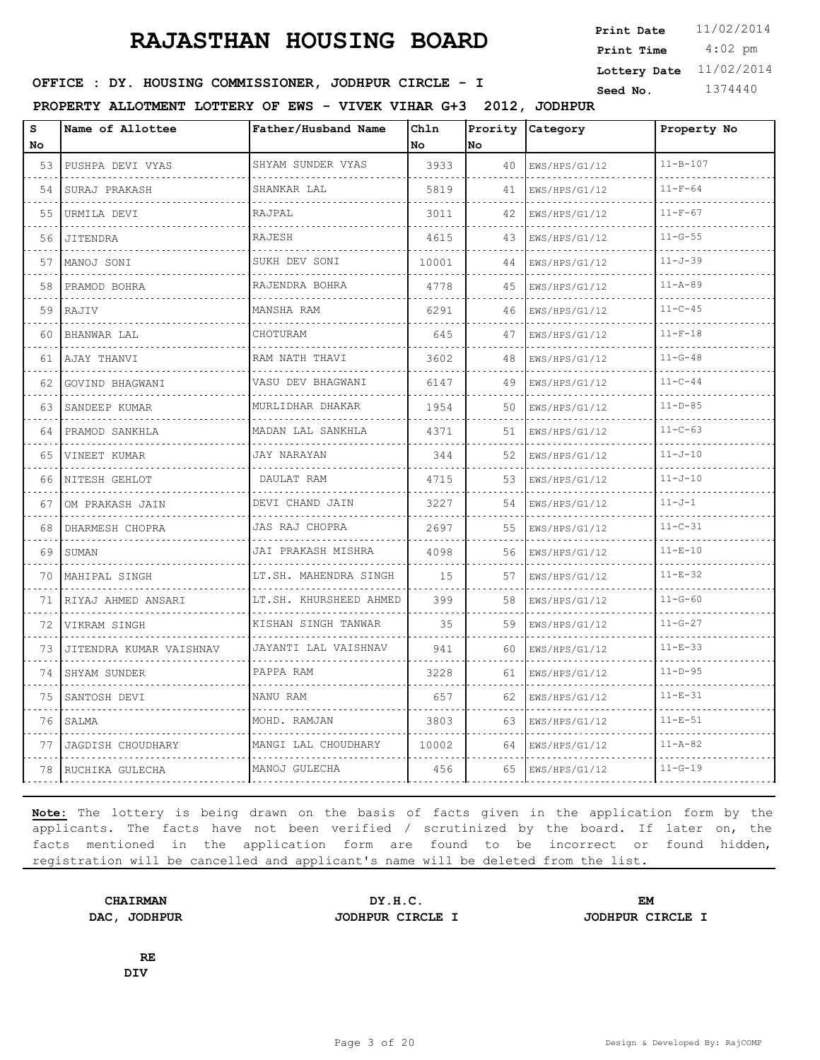# RAJASTHAN HOUSING BOARD

**Print Date** 11/02/2014
**Print Time** 4:02 pm
**Lottery Date** 11/02/2014
**Seed No.** 1374440

**OFFICE : DY. HOUSING COMMISSIONER, JODHPUR CIRCLE - I**

**PROPERTY ALLOTMENT LOTTERY OF EWS - VIVEK VIHAR G+3 2012, JODHPUR**

| S No | Name of Allottee | Father/Husband Name | Chln No | Prority No | Category | Property No |
|---|---|---|---|---|---|---|
| 53 | PUSHPA DEVI VYAS | SHYAM SUNDER VYAS | 3933 | 40 | EWS/HPS/G1/12 | 11-B-107 |
| 54 | SURAJ PRAKASH | SHANKAR LAL | 5819 | 41 | EWS/HPS/G1/12 | 11-F-64 |
| 55 | URMILA DEVI | RAJPAL | 3011 | 42 | EWS/HPS/G1/12 | 11-F-67 |
| 56 | JITENDRA | RAJESH | 4615 | 43 | EWS/HPS/G1/12 | 11-G-55 |
| 57 | MANOJ SONI | SUKH DEV SONI | 10001 | 44 | EWS/HPS/G1/12 | 11-J-39 |
| 58 | PRAMOD BOHRA | RAJENDRA BOHRA | 4778 | 45 | EWS/HPS/G1/12 | 11-A-89 |
| 59 | RAJIV | MANSHA RAM | 6291 | 46 | EWS/HPS/G1/12 | 11-C-45 |
| 60 | BHANWAR LAL | CHOTURAM | 645 | 47 | EWS/HPS/G1/12 | 11-F-18 |
| 61 | AJAY THANVI | RAM NATH THAVI | 3602 | 48 | EWS/HPS/G1/12 | 11-G-48 |
| 62 | GOVIND BHAGWANI | VASU DEV BHAGWANI | 6147 | 49 | EWS/HPS/G1/12 | 11-C-44 |
| 63 | SANDEEP KUMAR | MURLIDHAR DHAKAR | 1954 | 50 | EWS/HPS/G1/12 | 11-D-85 |
| 64 | PRAMOD SANKHLA | MADAN LAL SANKHLA | 4371 | 51 | EWS/HPS/G1/12 | 11-C-63 |
| 65 | VINEET KUMAR | JAY NARAYAN | 344 | 52 | EWS/HPS/G1/12 | 11-J-10 |
| 66 | NITESH GEHLOT | DAULAT RAM | 4715 | 53 | EWS/HPS/G1/12 | 11-J-10 |
| 67 | OM PRAKASH JAIN | DEVI CHAND JAIN | 3227 | 54 | EWS/HPS/G1/12 | 11-J-1 |
| 68 | DHARMESH CHOPRA | JAS RAJ CHOPRA | 2697 | 55 | EWS/HPS/G1/12 | 11-C-31 |
| 69 | SUMAN | JAI PRAKASH MISHRA | 4098 | 56 | EWS/HPS/G1/12 | 11-E-10 |
| 70 | MAHIPAL SINGH | LT.SH. MAHENDRA SINGH | 15 | 57 | EWS/HPS/G1/12 | 11-E-32 |
| 71 | RIYAJ AHMED ANSARI | LT.SH. KHURSHEED AHMED | 399 | 58 | EWS/HPS/G1/12 | 11-G-60 |
| 72 | VIKRAM SINGH | KISHAN SINGH TANWAR | 35 | 59 | EWS/HPS/G1/12 | 11-G-27 |
| 73 | JITENDRA KUMAR VAISHNAV | JAYANTI LAL VAISHNAV | 941 | 60 | EWS/HPS/G1/12 | 11-E-33 |
| 74 | SHYAM SUNDER | PAPPA RAM | 3228 | 61 | EWS/HPS/G1/12 | 11-D-95 |
| 75 | SANTOSH DEVI | NANU RAM | 657 | 62 | EWS/HPS/G1/12 | 11-E-31 |
| 76 | SALMA | MOHD. RAMJAN | 3803 | 63 | EWS/HPS/G1/12 | 11-E-51 |
| 77 | JAGDISH CHOUDHARY | MANGI LAL CHOUDHARY | 10002 | 64 | EWS/HPS/G1/12 | 11-A-82 |
| 78 | RUCHIKA GULECHA | MANOJ GULECHA | 456 | 65 | EWS/HPS/G1/12 | 11-G-19 |

**Note:** The lottery is being drawn on the basis of facts given in the application form by the applicants. The facts have not been verified / scrutinized by the board. If later on, the facts mentioned in the application form are found to be incorrect or found hidden, registration will be cancelled and applicant's name will be deleted from the list.

**CHAIRMAN**
**DAC, JODHPUR**

**DY.H.C.**
**JODHPUR CIRCLE I**

**EM**
**JODHPUR CIRCLE I**

**RE**
**DIV**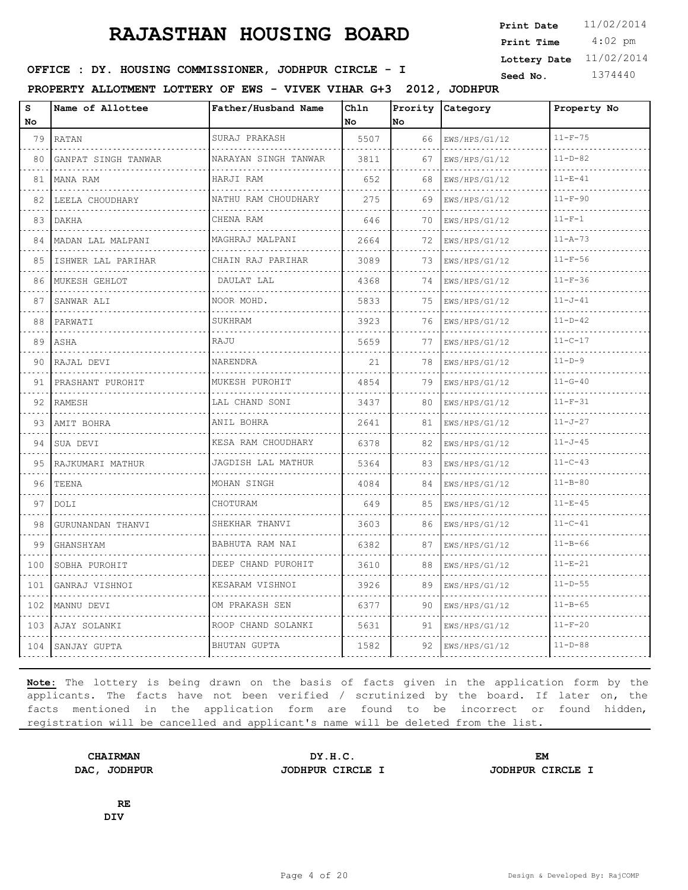# RAJASTHAN HOUSING BOARD

**Print Date** 11/02/2014
**Print Time** 4:02 pm
**Lottery Date** 11/02/2014
**Seed No.** 1374440

**OFFICE : DY. HOUSING COMMISSIONER, JODHPUR CIRCLE - I**

**PROPERTY ALLOTMENT LOTTERY OF EWS - VIVEK VIHAR G+3 2012, JODHPUR**

| S No | Name of Allottee | Father/Husband Name | Chln No | Prority No | Category | Property No |
|---|---|---|---|---|---|---|
| 79 | RATAN | SURAJ PRAKASH | 5507 | 66 | EWS/HPS/G1/12 | 11-F-75 |
| 80 | GANPAT SINGH TANWAR | NARAYAN SINGH TANWAR | 3811 | 67 | EWS/HPS/G1/12 | 11-D-82 |
| 81 | MANA RAM | HARJI RAM | 652 | 68 | EWS/HPS/G1/12 | 11-E-41 |
| 82 | LEELA CHOUDHARY | NATHU RAM CHOUDHARY | 275 | 69 | EWS/HPS/G1/12 | 11-F-90 |
| 83 | DAKHA | CHENA RAM | 646 | 70 | EWS/HPS/G1/12 | 11-F-1 |
| 84 | MADAN LAL MALPANI | MAGHRAJ MALPANI | 2664 | 72 | EWS/HPS/G1/12 | 11-A-73 |
| 85 | ISHWER LAL PARIHAR | CHAIN RAJ PARIHAR | 3089 | 73 | EWS/HPS/G1/12 | 11-F-56 |
| 86 | MUKESH GEHLOT | DAULAT LAL | 4368 | 74 | EWS/HPS/G1/12 | 11-F-36 |
| 87 | SANWAR ALI | NOOR MOHD. | 5833 | 75 | EWS/HPS/G1/12 | 11-J-41 |
| 88 | PARWATI | SUKHRAM | 3923 | 76 | EWS/HPS/G1/12 | 11-D-42 |
| 89 | ASHA | RAJU | 5659 | 77 | EWS/HPS/G1/12 | 11-C-17 |
| 90 | RAJAL DEVI | NARENDRA | 21 | 78 | EWS/HPS/G1/12 | 11-D-9 |
| 91 | PRASHANT PUROHIT | MUKESH PUROHIT | 4854 | 79 | EWS/HPS/G1/12 | 11-G-40 |
| 92 | RAMESH | LAL CHAND SONI | 3437 | 80 | EWS/HPS/G1/12 | 11-F-31 |
| 93 | AMIT BOHRA | ANIL BOHRA | 2641 | 81 | EWS/HPS/G1/12 | 11-J-27 |
| 94 | SUA DEVI | KESA RAM CHOUDHARY | 6378 | 82 | EWS/HPS/G1/12 | 11-J-45 |
| 95 | RAJKUMARI MATHUR | JAGDISH LAL MATHUR | 5364 | 83 | EWS/HPS/G1/12 | 11-C-43 |
| 96 | TEENA | MOHAN SINGH | 4084 | 84 | EWS/HPS/G1/12 | 11-B-80 |
| 97 | DOLI | CHOTURAM | 649 | 85 | EWS/HPS/G1/12 | 11-E-45 |
| 98 | GURUNANDAN THANVI | SHEKHAR THANVI | 3603 | 86 | EWS/HPS/G1/12 | 11-C-41 |
| 99 | GHANSHYAM | BABHUTA RAM NAI | 6382 | 87 | EWS/HPS/G1/12 | 11-B-66 |
| 100 | SOBHA PUROHIT | DEEP CHAND PUROHIT | 3610 | 88 | EWS/HPS/G1/12 | 11-E-21 |
| 101 | GANRAJ VISHNOI | KESARAM VISHNOI | 3926 | 89 | EWS/HPS/G1/12 | 11-D-55 |
| 102 | MANNU DEVI | OM PRAKASH SEN | 6377 | 90 | EWS/HPS/G1/12 | 11-B-65 |
| 103 | AJAY SOLANKI | ROOP CHAND SOLANKI | 5631 | 91 | EWS/HPS/G1/12 | 11-F-20 |
| 104 | SANJAY GUPTA | BHUTAN GUPTA | 1582 | 92 | EWS/HPS/G1/12 | 11-D-88 |

**Note:** The lottery is being drawn on the basis of facts given in the application form by the applicants. The facts have not been verified / scrutinized by the board. If later on, the facts mentioned in the application form are found to be incorrect or found hidden, registration will be cancelled and applicant's name will be deleted from the list.

**CHAIRMAN**
**DAC, JODHPUR**

**DY.H.C.**
**JODHPUR CIRCLE I**

**EM**
**JODHPUR CIRCLE I**

**RE**
**DIV**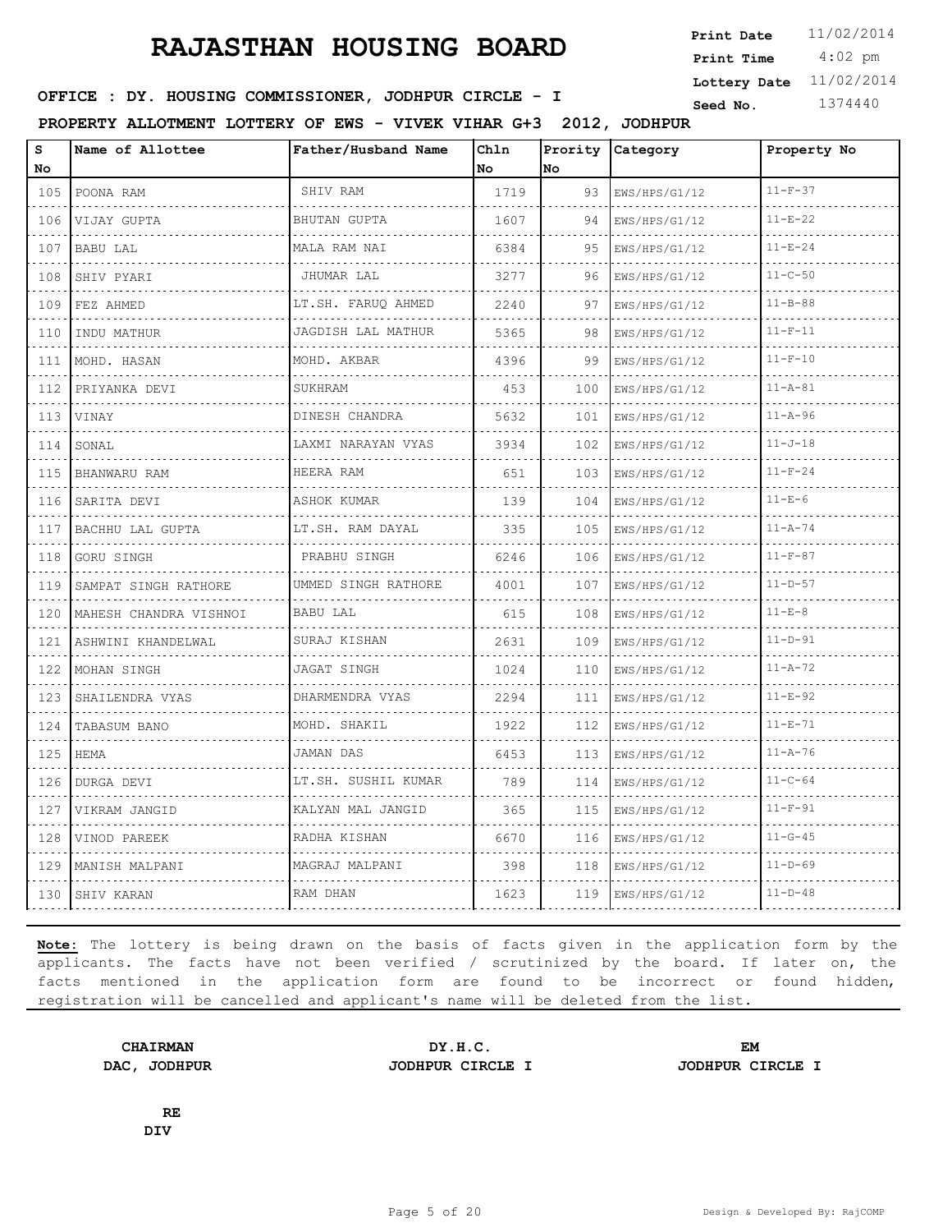# RAJASTHAN HOUSING BOARD

**Print Date** 11/02/2014
**Print Time** 4:02 pm
**Lottery Date** 11/02/2014
**Seed No.** 1374440

**OFFICE : DY. HOUSING COMMISSIONER, JODHPUR CIRCLE - I**

**PROPERTY ALLOTMENT LOTTERY OF EWS - VIVEK VIHAR G+3 2012, JODHPUR**

| S No | Name of Allottee | Father/Husband Name | Chln No | Prority No | Category | Property No |
|---|---|---|---|---|---|---|
| 105 | POONA RAM | SHIV RAM | 1719 | 93 | EWS/HPS/G1/12 | 11-F-37 |
| 106 | VIJAY GUPTA | BHUTAN GUPTA | 1607 | 94 | EWS/HPS/G1/12 | 11-E-22 |
| 107 | BABU LAL | MALA RAM NAI | 6384 | 95 | EWS/HPS/G1/12 | 11-E-24 |
| 108 | SHIV PYARI | JHUMAR LAL | 3277 | 96 | EWS/HPS/G1/12 | 11-C-50 |
| 109 | FEZ AHMED | LT.SH. FARUQ AHMED | 2240 | 97 | EWS/HPS/G1/12 | 11-B-88 |
| 110 | INDU MATHUR | JAGDISH LAL MATHUR | 5365 | 98 | EWS/HPS/G1/12 | 11-F-11 |
| 111 | MOHD. HASAN | MOHD. AKBAR | 4396 | 99 | EWS/HPS/G1/12 | 11-F-10 |
| 112 | PRIYANKA DEVI | SUKHRAM | 453 | 100 | EWS/HPS/G1/12 | 11-A-81 |
| 113 | VINAY | DINESH CHANDRA | 5632 | 101 | EWS/HPS/G1/12 | 11-A-96 |
| 114 | SONAL | LAXMI NARAYAN VYAS | 3934 | 102 | EWS/HPS/G1/12 | 11-J-18 |
| 115 | BHANWARU RAM | HEERA RAM | 651 | 103 | EWS/HPS/G1/12 | 11-F-24 |
| 116 | SARITA DEVI | ASHOK KUMAR | 139 | 104 | EWS/HPS/G1/12 | 11-E-6 |
| 117 | BACHHU LAL GUPTA | LT.SH. RAM DAYAL | 335 | 105 | EWS/HPS/G1/12 | 11-A-74 |
| 118 | GORU SINGH | PRABHU SINGH | 6246 | 106 | EWS/HPS/G1/12 | 11-F-87 |
| 119 | SAMPAT SINGH RATHORE | UMMED SINGH RATHORE | 4001 | 107 | EWS/HPS/G1/12 | 11-D-57 |
| 120 | MAHESH CHANDRA VISHNOI | BABU LAL | 615 | 108 | EWS/HPS/G1/12 | 11-E-8 |
| 121 | ASHWINI KHANDELWAL | SURAJ KISHAN | 2631 | 109 | EWS/HPS/G1/12 | 11-D-91 |
| 122 | MOHAN SINGH | JAGAT SINGH | 1024 | 110 | EWS/HPS/G1/12 | 11-A-72 |
| 123 | SHAILENDRA VYAS | DHARMENDRA VYAS | 2294 | 111 | EWS/HPS/G1/12 | 11-E-92 |
| 124 | TABASUM BANO | MOHD. SHAKIL | 1922 | 112 | EWS/HPS/G1/12 | 11-E-71 |
| 125 | HEMA | JAMAN DAS | 6453 | 113 | EWS/HPS/G1/12 | 11-A-76 |
| 126 | DURGA DEVI | LT.SH. SUSHIL KUMAR | 789 | 114 | EWS/HPS/G1/12 | 11-C-64 |
| 127 | VIKRAM JANGID | KALYAN MAL JANGID | 365 | 115 | EWS/HPS/G1/12 | 11-F-91 |
| 128 | VINOD PAREEK | RADHA KISHAN | 6670 | 116 | EWS/HPS/G1/12 | 11-G-45 |
| 129 | MANISH MALPANI | MAGRAJ MALPANI | 398 | 118 | EWS/HPS/G1/12 | 11-D-69 |
| 130 | SHIV KARAN | RAM DHAN | 1623 | 119 | EWS/HPS/G1/12 | 11-D-48 |

**Note:** The lottery is being drawn on the basis of facts given in the application form by the applicants. The facts have not been verified / scrutinized by the board. If later on, the facts mentioned in the application form are found to be incorrect or found hidden, registration will be cancelled and applicant's name will be deleted from the list.

| **CHAIRMAN** | **DY.H.C.** | **EM** |
|---|---|---|
| **DAC, JODHPUR** | **JODHPUR CIRCLE I** | **JODHPUR CIRCLE I** |

**RE**
**DIV**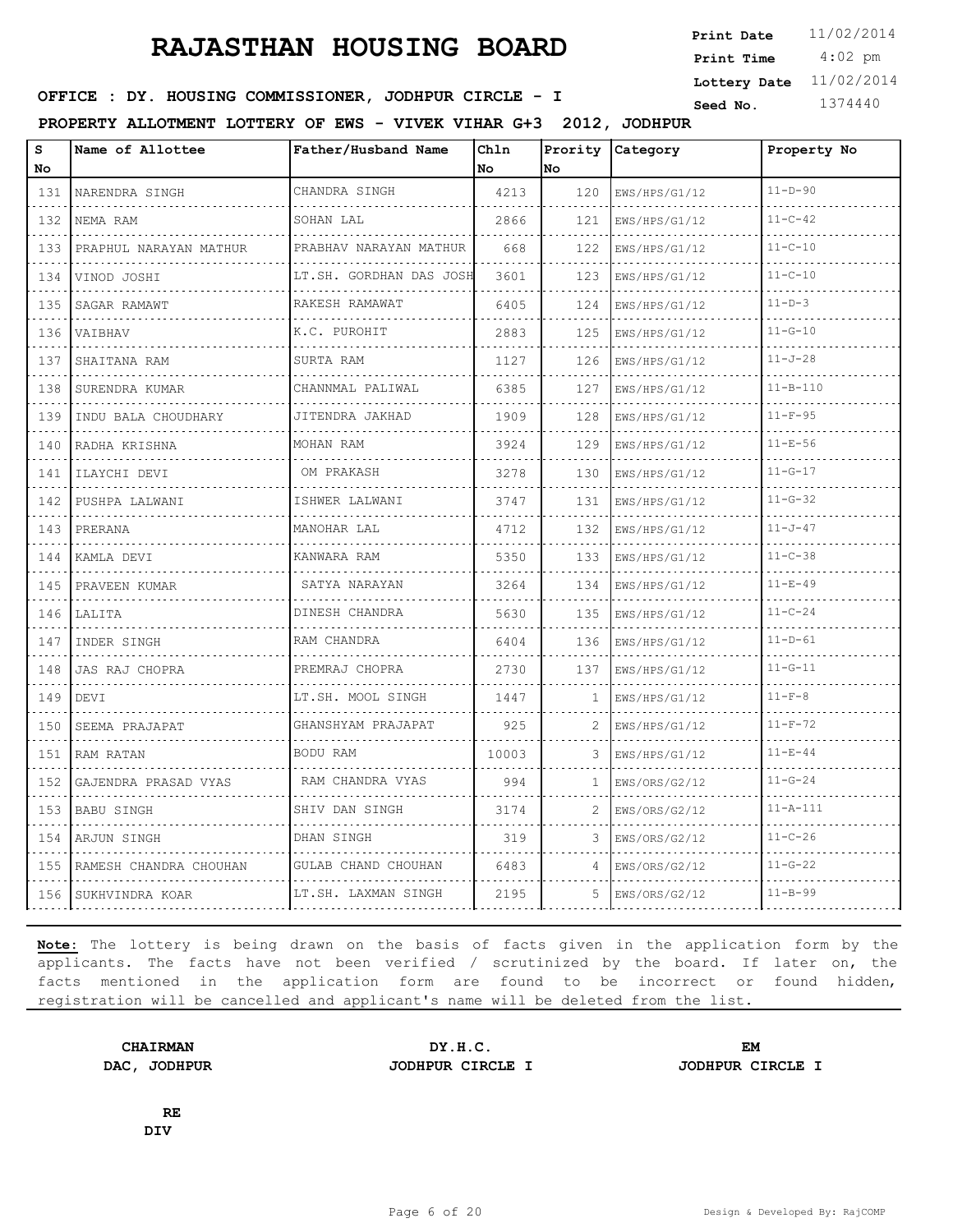# RAJASTHAN HOUSING BOARD

**Print Date** 11/02/2014
**Print Time** 4:02 pm
**Lottery Date** 11/02/2014
**Seed No.** 1374440

**OFFICE : DY. HOUSING COMMISSIONER, JODHPUR CIRCLE - I**

**PROPERTY ALLOTMENT LOTTERY OF EWS - VIVEK VIHAR G+3 2012, JODHPUR**

| S No | Name of Allottee | Father/Husband Name | Chln No | Prority No | Category | Property No |
|---|---|---|---|---|---|---|
| 131 | NARENDRA SINGH | CHANDRA SINGH | 4213 | 120 | EWS/HPS/G1/12 | 11-D-90 |
| 132 | NEMA RAM | SOHAN LAL | 2866 | 121 | EWS/HPS/G1/12 | 11-C-42 |
| 133 | PRAPHUL NARAYAN MATHUR | PRABHAV NARAYAN MATHUR | 668 | 122 | EWS/HPS/G1/12 | 11-C-10 |
| 134 | VINOD JOSHI | LT.SH. GORDHAN DAS JOSH | 3601 | 123 | EWS/HPS/G1/12 | 11-C-10 |
| 135 | SAGAR RAMAWT | RAKESH RAMAWAT | 6405 | 124 | EWS/HPS/G1/12 | 11-D-3 |
| 136 | VAIBHAV | K.C. PUROHIT | 2883 | 125 | EWS/HPS/G1/12 | 11-G-10 |
| 137 | SHAITANA RAM | SURTA RAM | 1127 | 126 | EWS/HPS/G1/12 | 11-J-28 |
| 138 | SURENDRA KUMAR | CHANNMAL PALIWAL | 6385 | 127 | EWS/HPS/G1/12 | 11-B-110 |
| 139 | INDU BALA CHOUDHARY | JITENDRA JAKHAD | 1909 | 128 | EWS/HPS/G1/12 | 11-F-95 |
| 140 | RADHA KRISHNA | MOHAN RAM | 3924 | 129 | EWS/HPS/G1/12 | 11-E-56 |
| 141 | ILAYCHI DEVI | OM PRAKASH | 3278 | 130 | EWS/HPS/G1/12 | 11-G-17 |
| 142 | PUSHPA LALWANI | ISHWER LALWANI | 3747 | 131 | EWS/HPS/G1/12 | 11-G-32 |
| 143 | PRERANA | MANOHAR LAL | 4712 | 132 | EWS/HPS/G1/12 | 11-J-47 |
| 144 | KAMLA DEVI | KANWARA RAM | 5350 | 133 | EWS/HPS/G1/12 | 11-C-38 |
| 145 | PRAVEEN KUMAR | SATYA NARAYAN | 3264 | 134 | EWS/HPS/G1/12 | 11-E-49 |
| 146 | LALITA | DINESH CHANDRA | 5630 | 135 | EWS/HPS/G1/12 | 11-C-24 |
| 147 | INDER SINGH | RAM CHANDRA | 6404 | 136 | EWS/HPS/G1/12 | 11-D-61 |
| 148 | JAS RAJ CHOPRA | PREMRAJ CHOPRA | 2730 | 137 | EWS/HPS/G1/12 | 11-G-11 |
| 149 | DEVI | LT.SH. MOOL SINGH | 1447 | 1 | EWS/HPS/G1/12 | 11-F-8 |
| 150 | SEEMA PRAJAPAT | GHANSHYAM PRAJAPAT | 925 | 2 | EWS/HPS/G1/12 | 11-F-72 |
| 151 | RAM RATAN | BODU RAM | 10003 | 3 | EWS/HPS/G1/12 | 11-E-44 |
| 152 | GAJENDRA PRASAD VYAS | RAM CHANDRA VYAS | 994 | 1 | EWS/ORS/G2/12 | 11-G-24 |
| 153 | BABU SINGH | SHIV DAN SINGH | 3174 | 2 | EWS/ORS/G2/12 | 11-A-111 |
| 154 | ARJUN SINGH | DHAN SINGH | 319 | 3 | EWS/ORS/G2/12 | 11-C-26 |
| 155 | RAMESH CHANDRA CHOUHAN | GULAB CHAND CHOUHAN | 6483 | 4 | EWS/ORS/G2/12 | 11-G-22 |
| 156 | SUKHVINDRA KOAR | LT.SH. LAXMAN SINGH | 2195 | 5 | EWS/ORS/G2/12 | 11-B-99 |

**Note:** The lottery is being drawn on the basis of facts given in the application form by the applicants. The facts have not been verified / scrutinized by the board. If later on, the facts mentioned in the application form are found to be incorrect or found hidden, registration will be cancelled and applicant's name will be deleted from the list.

**CHAIRMAN**
**DAC, JODHPUR**

**DY.H.C.**
**JODHPUR CIRCLE I**

**EM**
**JODHPUR CIRCLE I**

**RE**
**DIV**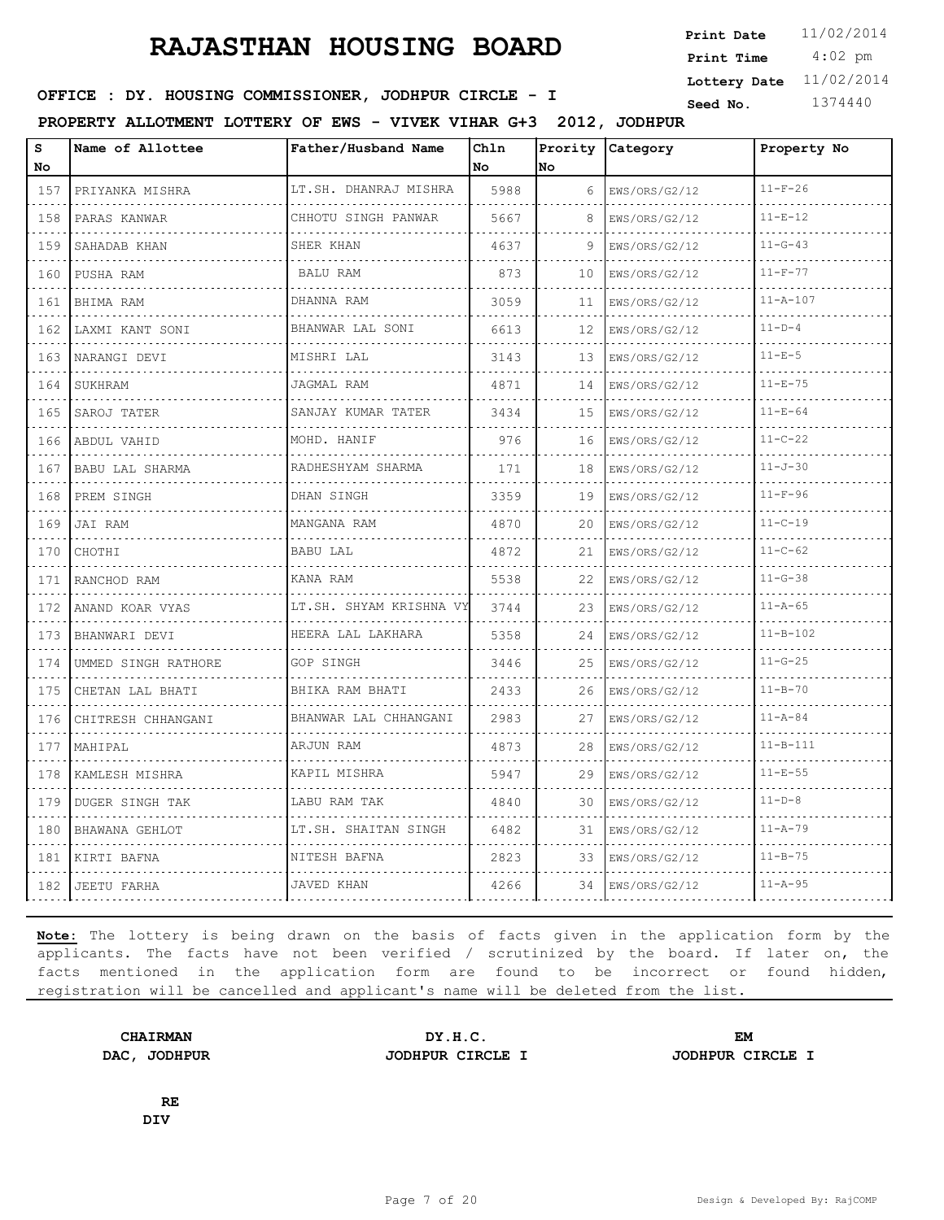# RAJASTHAN HOUSING BOARD

**Print Date** 11/02/2014
**Print Time** 4:02 pm
**Lottery Date** 11/02/2014
**Seed No.** 1374440

**OFFICE : DY. HOUSING COMMISSIONER, JODHPUR CIRCLE - I**

**PROPERTY ALLOTMENT LOTTERY OF EWS - VIVEK VIHAR G+3 2012, JODHPUR**

| S No | Name of Allottee | Father/Husband Name | Chln No | Prority No | Category | Property No |
|---|---|---|---|---|---|---|
| 157 | PRIYANKA MISHRA | LT.SH. DHANRAJ MISHRA | 5988 | 6 | EWS/ORS/G2/12 | 11-F-26 |
| 158 | PARAS KANWAR | CHHOTU SINGH PANWAR | 5667 | 8 | EWS/ORS/G2/12 | 11-E-12 |
| 159 | SAHADAB KHAN | SHER KHAN | 4637 | 9 | EWS/ORS/G2/12 | 11-G-43 |
| 160 | PUSHA RAM | BALU RAM | 873 | 10 | EWS/ORS/G2/12 | 11-F-77 |
| 161 | BHIMA RAM | DHANNA RAM | 3059 | 11 | EWS/ORS/G2/12 | 11-A-107 |
| 162 | LAXMI KANT SONI | BHANWAR LAL SONI | 6613 | 12 | EWS/ORS/G2/12 | 11-D-4 |
| 163 | NARANGI DEVI | MISHRI LAL | 3143 | 13 | EWS/ORS/G2/12 | 11-E-5 |
| 164 | SUKHRAM | JAGMAL RAM | 4871 | 14 | EWS/ORS/G2/12 | 11-E-75 |
| 165 | SAROJ TATER | SANJAY KUMAR TATER | 3434 | 15 | EWS/ORS/G2/12 | 11-E-64 |
| 166 | ABDUL VAHID | MOHD. HANIF | 976 | 16 | EWS/ORS/G2/12 | 11-C-22 |
| 167 | BABU LAL SHARMA | RADHESHYAM SHARMA | 171 | 18 | EWS/ORS/G2/12 | 11-J-30 |
| 168 | PREM SINGH | DHAN SINGH | 3359 | 19 | EWS/ORS/G2/12 | 11-F-96 |
| 169 | JAI RAM | MANGANA RAM | 4870 | 20 | EWS/ORS/G2/12 | 11-C-19 |
| 170 | CHOTHI | BABU LAL | 4872 | 21 | EWS/ORS/G2/12 | 11-C-62 |
| 171 | RANCHOD RAM | KANA RAM | 5538 | 22 | EWS/ORS/G2/12 | 11-G-38 |
| 172 | ANAND KOAR VYAS | LT.SH. SHYAM KRISHNA VY | 3744 | 23 | EWS/ORS/G2/12 | 11-A-65 |
| 173 | BHANWARI DEVI | HEERA LAL LAKHARA | 5358 | 24 | EWS/ORS/G2/12 | 11-B-102 |
| 174 | UMMED SINGH RATHORE | GOP SINGH | 3446 | 25 | EWS/ORS/G2/12 | 11-G-25 |
| 175 | CHETAN LAL BHATI | BHIKA RAM BHATI | 2433 | 26 | EWS/ORS/G2/12 | 11-B-70 |
| 176 | CHITRESH CHHANGANI | BHANWAR LAL CHHANGANI | 2983 | 27 | EWS/ORS/G2/12 | 11-A-84 |
| 177 | MAHIPAL | ARJUN RAM | 4873 | 28 | EWS/ORS/G2/12 | 11-B-111 |
| 178 | KAMLESH MISHRA | KAPIL MISHRA | 5947 | 29 | EWS/ORS/G2/12 | 11-E-55 |
| 179 | DUGER SINGH TAK | LABU RAM TAK | 4840 | 30 | EWS/ORS/G2/12 | 11-D-8 |
| 180 | BHAWANA GEHLOT | LT.SH. SHAITAN SINGH | 6482 | 31 | EWS/ORS/G2/12 | 11-A-79 |
| 181 | KIRTI BAFNA | NITESH BAFNA | 2823 | 33 | EWS/ORS/G2/12 | 11-B-75 |
| 182 | JEETU FARHA | JAVED KHAN | 4266 | 34 | EWS/ORS/G2/12 | 11-A-95 |

**Note:** The lottery is being drawn on the basis of facts given in the application form by the applicants. The facts have not been verified / scrutinized by the board. If later on, the facts mentioned in the application form are found to be incorrect or found hidden, registration will be cancelled and applicant's name will be deleted from the list.

**CHAIRMAN**
**DAC, JODHPUR**

**DY.H.C.**
**JODHPUR CIRCLE I**

**EM**
**JODHPUR CIRCLE I**

**RE**
**DIV**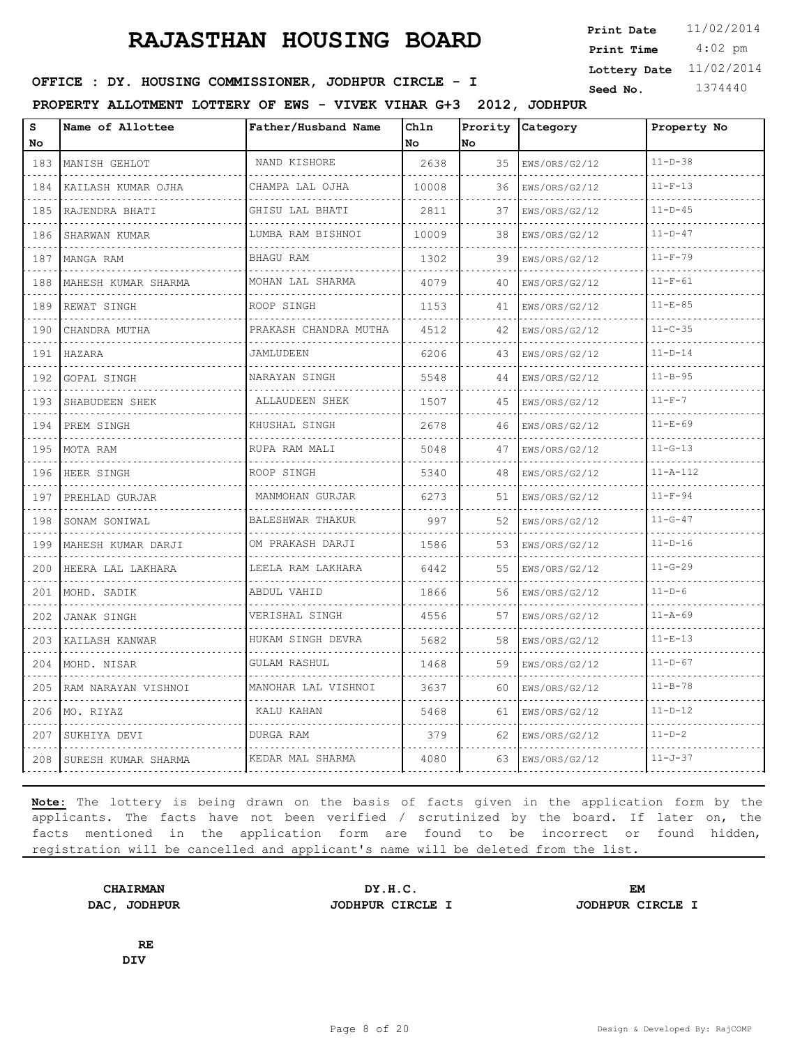# RAJASTHAN HOUSING BOARD

**Print Date** 11/02/2014
**Print Time** 4:02 pm
**Lottery Date** 11/02/2014
**Seed No.** 1374440

**OFFICE : DY. HOUSING COMMISSIONER, JODHPUR CIRCLE - I**

**PROPERTY ALLOTMENT LOTTERY OF EWS - VIVEK VIHAR G+3 2012, JODHPUR**

| S No | Name of Allottee | Father/Husband Name | Chln No | Prority No | Category | Property No |
|---|---|---|---|---|---|---|
| 183 | MANISH GEHLOT | NAND KISHORE | 2638 | 35 | EWS/ORS/G2/12 | 11-D-38 |
| 184 | KAILASH KUMAR OJHA | CHAMPA LAL OJHA | 10008 | 36 | EWS/ORS/G2/12 | 11-F-13 |
| 185 | RAJENDRA BHATI | GHISU LAL BHATI | 2811 | 37 | EWS/ORS/G2/12 | 11-D-45 |
| 186 | SHARWAN KUMAR | LUMBA RAM BISHNOI | 10009 | 38 | EWS/ORS/G2/12 | 11-D-47 |
| 187 | MANGA RAM | BHAGU RAM | 1302 | 39 | EWS/ORS/G2/12 | 11-F-79 |
| 188 | MAHESH KUMAR SHARMA | MOHAN LAL SHARMA | 4079 | 40 | EWS/ORS/G2/12 | 11-F-61 |
| 189 | REWAT SINGH | ROOP SINGH | 1153 | 41 | EWS/ORS/G2/12 | 11-E-85 |
| 190 | CHANDRA MUTHA | PRAKASH CHANDRA MUTHA | 4512 | 42 | EWS/ORS/G2/12 | 11-C-35 |
| 191 | HAZARA | JAMLUDEEN | 6206 | 43 | EWS/ORS/G2/12 | 11-D-14 |
| 192 | GOPAL SINGH | NARAYAN SINGH | 5548 | 44 | EWS/ORS/G2/12 | 11-B-95 |
| 193 | SHABUDEEN SHEK | ALLAUDEEN SHEK | 1507 | 45 | EWS/ORS/G2/12 | 11-F-7 |
| 194 | PREM SINGH | KHUSHAL SINGH | 2678 | 46 | EWS/ORS/G2/12 | 11-E-69 |
| 195 | MOTA RAM | RUPA RAM MALI | 5048 | 47 | EWS/ORS/G2/12 | 11-G-13 |
| 196 | HEER SINGH | ROOP SINGH | 5340 | 48 | EWS/ORS/G2/12 | 11-A-112 |
| 197 | PREHLAD GURJAR | MANMOHAN GURJAR | 6273 | 51 | EWS/ORS/G2/12 | 11-F-94 |
| 198 | SONAM SONIWAL | BALESHWAR THAKUR | 997 | 52 | EWS/ORS/G2/12 | 11-G-47 |
| 199 | MAHESH KUMAR DARJI | OM PRAKASH DARJI | 1586 | 53 | EWS/ORS/G2/12 | 11-D-16 |
| 200 | HEERA LAL LAKHARA | LEELA RAM LAKHARA | 6442 | 55 | EWS/ORS/G2/12 | 11-G-29 |
| 201 | MOHD. SADIK | ABDUL VAHID | 1866 | 56 | EWS/ORS/G2/12 | 11-D-6 |
| 202 | JANAK SINGH | VERISHAL SINGH | 4556 | 57 | EWS/ORS/G2/12 | 11-A-69 |
| 203 | KAILASH KANWAR | HUKAM SINGH DEVRA | 5682 | 58 | EWS/ORS/G2/12 | 11-E-13 |
| 204 | MOHD. NISAR | GULAM RASHUL | 1468 | 59 | EWS/ORS/G2/12 | 11-D-67 |
| 205 | RAM NARAYAN VISHNOI | MANOHAR LAL VISHNOI | 3637 | 60 | EWS/ORS/G2/12 | 11-B-78 |
| 206 | MO. RIYAZ | KALU KAHAN | 5468 | 61 | EWS/ORS/G2/12 | 11-D-12 |
| 207 | SUKHIYA DEVI | DURGA RAM | 379 | 62 | EWS/ORS/G2/12 | 11-D-2 |
| 208 | SURESH KUMAR SHARMA | KEDAR MAL SHARMA | 4080 | 63 | EWS/ORS/G2/12 | 11-J-37 |

**Note:** The lottery is being drawn on the basis of facts given in the application form by the applicants. The facts have not been verified / scrutinized by the board. If later on, the facts mentioned in the application form are found to be incorrect or found hidden, registration will be cancelled and applicant's name will be deleted from the list.

**CHAIRMAN**
**DAC, JODHPUR**

**DY.H.C.**
**JODHPUR CIRCLE I**

**EM**
**JODHPUR CIRCLE I**

**RE**
**DIV**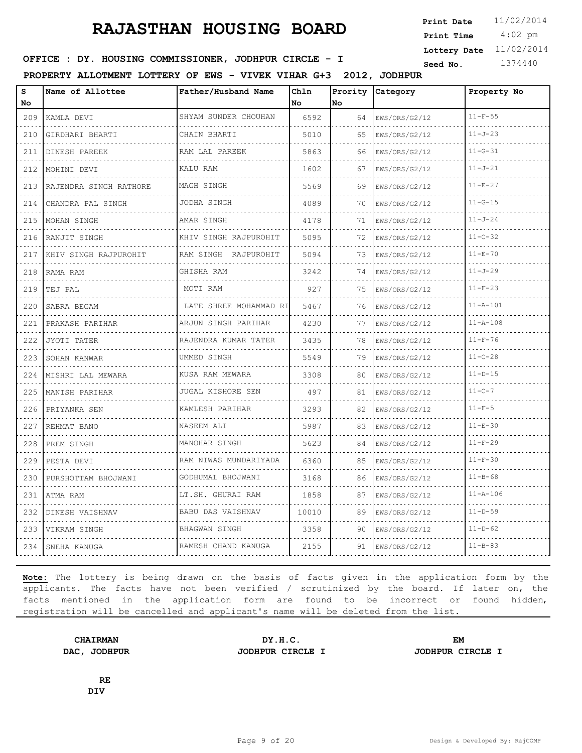# RAJASTHAN HOUSING BOARD

**Print Date** 11/02/2014
**Print Time** 4:02 pm
**Lottery Date** 11/02/2014
**Seed No.** 1374440

**OFFICE : DY. HOUSING COMMISSIONER, JODHPUR CIRCLE - I**

**PROPERTY ALLOTMENT LOTTERY OF EWS - VIVEK VIHAR G+3 2012, JODHPUR**

| S No | Name of Allottee | Father/Husband Name | Chln No | Prority No | Category | Property No |
|---|---|---|---|---|---|---|
| 209 | KAMLA DEVI | SHYAM SUNDER CHOUHAN | 6592 | 64 | EWS/ORS/G2/12 | 11-F-55 |
| 210 | GIRDHARI BHARTI | CHAIN BHARTI | 5010 | 65 | EWS/ORS/G2/12 | 11-J-23 |
| 211 | DINESH PAREEK | RAM LAL PAREEK | 5863 | 66 | EWS/ORS/G2/12 | 11-G-31 |
| 212 | MOHINI DEVI | KALU RAM | 1602 | 67 | EWS/ORS/G2/12 | 11-J-21 |
| 213 | RAJENDRA SINGH RATHORE | MAGH SINGH | 5569 | 69 | EWS/ORS/G2/12 | 11-E-27 |
| 214 | CHANDRA PAL SINGH | JODHA SINGH | 4089 | 70 | EWS/ORS/G2/12 | 11-G-15 |
| 215 | MOHAN SINGH | AMAR SINGH | 4178 | 71 | EWS/ORS/G2/12 | 11-J-24 |
| 216 | RANJIT SINGH | KHIV SINGH RAJPUROHIT | 5095 | 72 | EWS/ORS/G2/12 | 11-C-32 |
| 217 | KHIV SINGH RAJPUROHIT | RAM SINGH RAJPUROHIT | 5094 | 73 | EWS/ORS/G2/12 | 11-E-70 |
| 218 | RAMA RAM | GHISHA RAM | 3242 | 74 | EWS/ORS/G2/12 | 11-J-29 |
| 219 | TEJ PAL | MOTI RAM | 927 | 75 | EWS/ORS/G2/12 | 11-F-23 |
| 220 | SABRA BEGAM | LATE SHREE MOHAMMAD RI | 5467 | 76 | EWS/ORS/G2/12 | 11-A-101 |
| 221 | PRAKASH PARIHAR | ARJUN SINGH PARIHAR | 4230 | 77 | EWS/ORS/G2/12 | 11-A-108 |
| 222 | JYOTI TATER | RAJENDRA KUMAR TATER | 3435 | 78 | EWS/ORS/G2/12 | 11-F-76 |
| 223 | SOHAN KANWAR | UMMED SINGH | 5549 | 79 | EWS/ORS/G2/12 | 11-C-28 |
| 224 | MISHRI LAL MEWARA | KUSA RAM MEWARA | 3308 | 80 | EWS/ORS/G2/12 | 11-D-15 |
| 225 | MANISH PARIHAR | JUGAL KISHORE SEN | 497 | 81 | EWS/ORS/G2/12 | 11-C-7 |
| 226 | PRIYANKA SEN | KAMLESH PARIHAR | 3293 | 82 | EWS/ORS/G2/12 | 11-F-5 |
| 227 | REHMAT BANO | NASEEM ALI | 5987 | 83 | EWS/ORS/G2/12 | 11-E-30 |
| 228 | PREM SINGH | MANOHAR SINGH | 5623 | 84 | EWS/ORS/G2/12 | 11-F-29 |
| 229 | PESTA DEVI | RAM NIWAS MUNDARIYADA | 6360 | 85 | EWS/ORS/G2/12 | 11-F-30 |
| 230 | PURSHOTTAM BHOJWANI | GODHUMAL BHOJWANI | 3168 | 86 | EWS/ORS/G2/12 | 11-B-68 |
| 231 | ATMA RAM | LT.SH. GHURAI RAM | 1858 | 87 | EWS/ORS/G2/12 | 11-A-106 |
| 232 | DINESH VAISHNAV | BABU DAS VAISHNAV | 10010 | 89 | EWS/ORS/G2/12 | 11-D-59 |
| 233 | VIKRAM SINGH | BHAGWAN SINGH | 3358 | 90 | EWS/ORS/G2/12 | 11-D-62 |
| 234 | SNEHA KANUGA | RAMESH CHAND KANUGA | 2155 | 91 | EWS/ORS/G2/12 | 11-B-83 |

**Note:** The lottery is being drawn on the basis of facts given in the application form by the applicants. The facts have not been verified / scrutinized by the board. If later on, the facts mentioned in the application form are found to be incorrect or found hidden, registration will be cancelled and applicant's name will be deleted from the list.

**CHAIRMAN**
**DAC, JODHPUR**

**DY.H.C.**
**JODHPUR CIRCLE I**

**EM**
**JODHPUR CIRCLE I**

**RE**
**DIV**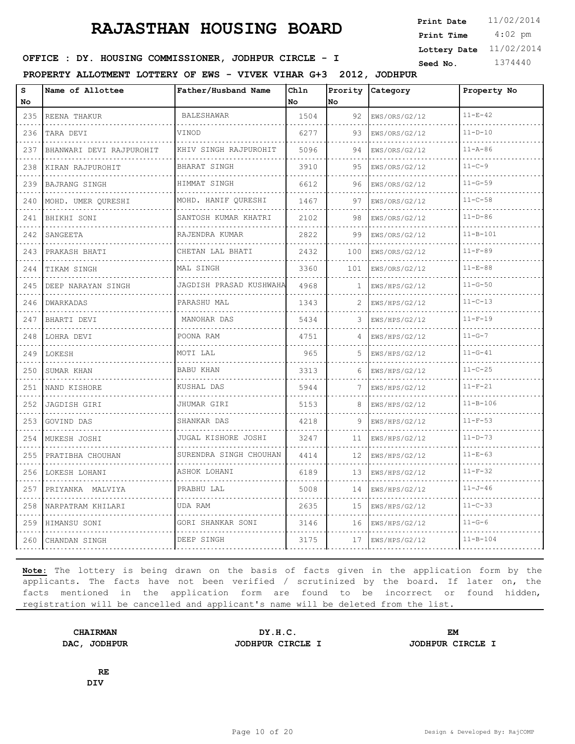# RAJASTHAN HOUSING BOARD

**Print Date** 11/02/2014
**Print Time** 4:02 pm
**Lottery Date** 11/02/2014
**Seed No.** 1374440

**OFFICE : DY. HOUSING COMMISSIONER, JODHPUR CIRCLE - I**

**PROPERTY ALLOTMENT LOTTERY OF EWS - VIVEK VIHAR G+3 2012, JODHPUR**

| S No | Name of Allottee | Father/Husband Name | Chln No | Prority No | Category | Property No |
|---|---|---|---|---|---|---|
| 235 | REENA THAKUR | BALESHAWAR | 1504 | 92 | EWS/ORS/G2/12 | 11-E-42 |
| 236 | TARA DEVI | VINOD | 6277 | 93 | EWS/ORS/G2/12 | 11-D-10 |
| 237 | BHANWARI DEVI RAJPUROHIT | KHIV SINGH RAJPUROHIT | 5096 | 94 | EWS/ORS/G2/12 | 11-A-86 |
| 238 | KIRAN RAJPUROHIT | BHARAT SINGH | 3910 | 95 | EWS/ORS/G2/12 | 11-C-9 |
| 239 | BAJRANG SINGH | HIMMAT SINGH | 6612 | 96 | EWS/ORS/G2/12 | 11-G-59 |
| 240 | MOHD. UMER QURESHI | MOHD. HANIF QURESHI | 1467 | 97 | EWS/ORS/G2/12 | 11-C-58 |
| 241 | BHIKHI SONI | SANTOSH KUMAR KHATRI | 2102 | 98 | EWS/ORS/G2/12 | 11-D-86 |
| 242 | SANGEETA | RAJENDRA KUMAR | 2822 | 99 | EWS/ORS/G2/12 | 11-B-101 |
| 243 | PRAKASH BHATI | CHETAN LAL BHATI | 2432 | 100 | EWS/ORS/G2/12 | 11-F-89 |
| 244 | TIKAM SINGH | MAL SINGH | 3360 | 101 | EWS/ORS/G2/12 | 11-E-88 |
| 245 | DEEP NARAYAN SINGH | JAGDISH PRASAD KUSHWAHA | 4968 | 1 | EWS/HPS/G2/12 | 11-G-50 |
| 246 | DWARKADAS | PARASHU MAL | 1343 | 2 | EWS/HPS/G2/12 | 11-C-13 |
| 247 | BHARTI DEVI | MANOHAR DAS | 5434 | 3 | EWS/HPS/G2/12 | 11-F-19 |
| 248 | LOHRA DEVI | POONA RAM | 4751 | 4 | EWS/HPS/G2/12 | 11-G-7 |
| 249 | LOKESH | MOTI LAL | 965 | 5 | EWS/HPS/G2/12 | 11-G-41 |
| 250 | SUMAR KHAN | BABU KHAN | 3313 | 6 | EWS/HPS/G2/12 | 11-C-25 |
| 251 | NAND KISHORE | KUSHAL DAS | 5944 | 7 | EWS/HPS/G2/12 | 11-F-21 |
| 252 | JAGDISH GIRI | JHUMAR GIRI | 5153 | 8 | EWS/HPS/G2/12 | 11-B-106 |
| 253 | GOVIND DAS | SHANKAR DAS | 4218 | 9 | EWS/HPS/G2/12 | 11-F-53 |
| 254 | MUKESH JOSHI | JUGAL KISHORE JOSHI | 3247 | 11 | EWS/HPS/G2/12 | 11-D-73 |
| 255 | PRATIBHA CHOUHAN | SURENDRA SINGH CHOUHAN | 4414 | 12 | EWS/HPS/G2/12 | 11-E-63 |
| 256 | LOKESH LOHANI | ASHOK LOHANI | 6189 | 13 | EWS/HPS/G2/12 | 11-F-32 |
| 257 | PRIYANKA MALVIYA | PRABHU LAL | 5008 | 14 | EWS/HPS/G2/12 | 11-J-46 |
| 258 | NARPATRAM KHILARI | UDA RAM | 2635 | 15 | EWS/HPS/G2/12 | 11-C-33 |
| 259 | HIMANSU SONI | GORI SHANKAR SONI | 3146 | 16 | EWS/HPS/G2/12 | 11-G-6 |
| 260 | CHANDAN SINGH | DEEP SINGH | 3175 | 17 | EWS/HPS/G2/12 | 11-B-104 |

**Note:** The lottery is being drawn on the basis of facts given in the application form by the applicants. The facts have not been verified / scrutinized by the board. If later on, the facts mentioned in the application form are found to be incorrect or found hidden, registration will be cancelled and applicant's name will be deleted from the list.

**CHAIRMAN**
**DAC, JODHPUR**

**DY.H.C.**
**JODHPUR CIRCLE I**

**EM**
**JODHPUR CIRCLE I**

**RE**
**DIV**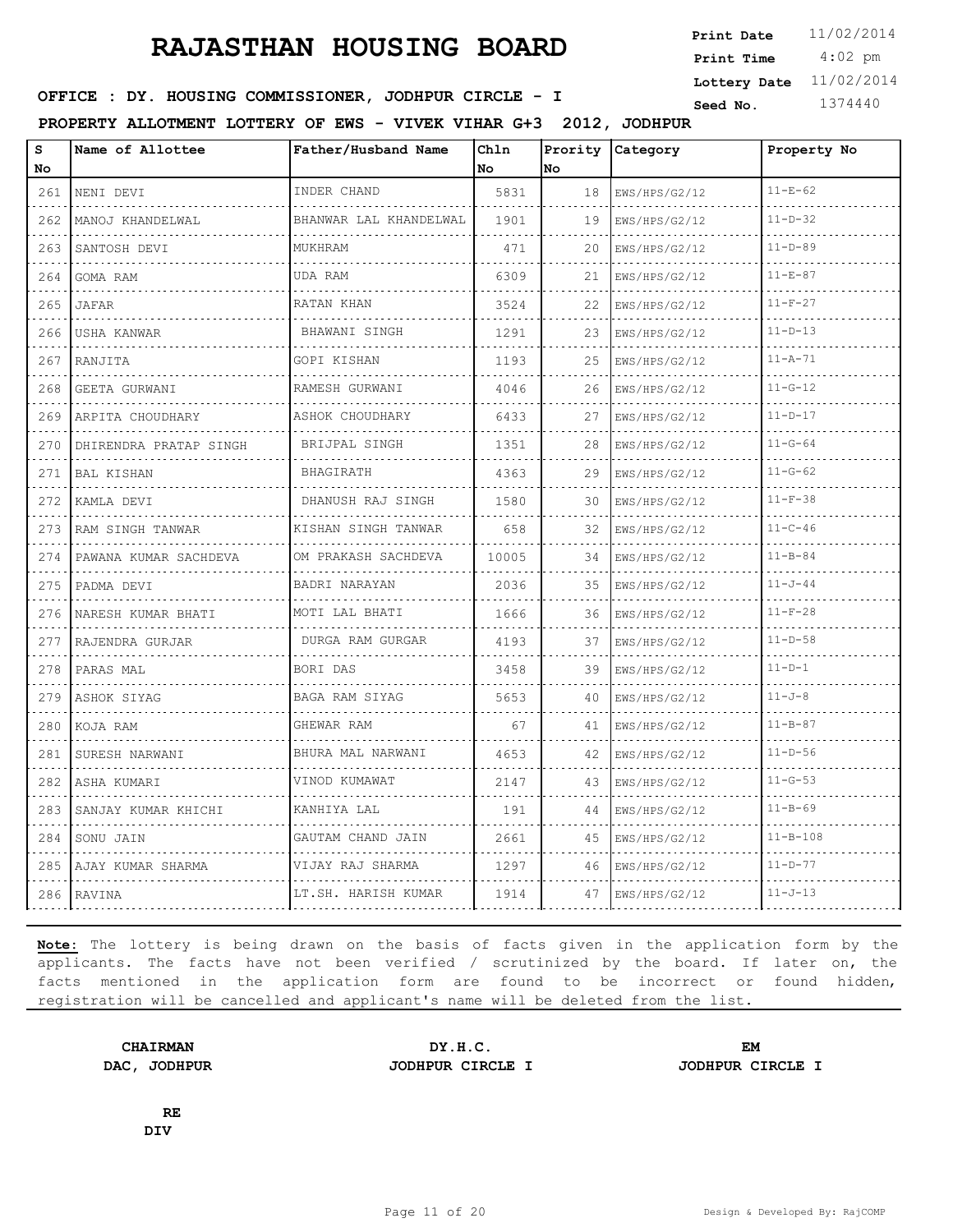# RAJASTHAN HOUSING BOARD

**Print Date** 11/02/2014
**Print Time** 4:02 pm
**Lottery Date** 11/02/2014
**Seed No.** 1374440

**OFFICE : DY. HOUSING COMMISSIONER, JODHPUR CIRCLE - I**

**PROPERTY ALLOTMENT LOTTERY OF EWS - VIVEK VIHAR G+3 2012, JODHPUR**

| S No | Name of Allottee | Father/Husband Name | Chln No | Prority No | Category | Property No |
|---|---|---|---|---|---|---|
| 261 | NENI DEVI | INDER CHAND | 5831 | 18 | EWS/HPS/G2/12 | 11-E-62 |
| 262 | MANOJ KHANDELWAL | BHANWAR LAL KHANDELWAL | 1901 | 19 | EWS/HPS/G2/12 | 11-D-32 |
| 263 | SANTOSH DEVI | MUKHRAM | 471 | 20 | EWS/HPS/G2/12 | 11-D-89 |
| 264 | GOMA RAM | UDA RAM | 6309 | 21 | EWS/HPS/G2/12 | 11-E-87 |
| 265 | JAFAR | RATAN KHAN | 3524 | 22 | EWS/HPS/G2/12 | 11-F-27 |
| 266 | USHA KANWAR | BHAWANI SINGH | 1291 | 23 | EWS/HPS/G2/12 | 11-D-13 |
| 267 | RANJITA | GOPI KISHAN | 1193 | 25 | EWS/HPS/G2/12 | 11-A-71 |
| 268 | GEETA GURWANI | RAMESH GURWANI | 4046 | 26 | EWS/HPS/G2/12 | 11-G-12 |
| 269 | ARPITA CHOUDHARY | ASHOK CHOUDHARY | 6433 | 27 | EWS/HPS/G2/12 | 11-D-17 |
| 270 | DHIRENDRA PRATAP SINGH | BRIJPAL SINGH | 1351 | 28 | EWS/HPS/G2/12 | 11-G-64 |
| 271 | BAL KISHAN | BHAGIRATH | 4363 | 29 | EWS/HPS/G2/12 | 11-G-62 |
| 272 | KAMLA DEVI | DHANUSH RAJ SINGH | 1580 | 30 | EWS/HPS/G2/12 | 11-F-38 |
| 273 | RAM SINGH TANWAR | KISHAN SINGH TANWAR | 658 | 32 | EWS/HPS/G2/12 | 11-C-46 |
| 274 | PAWANA KUMAR SACHDEVA | OM PRAKASH SACHDEVA | 10005 | 34 | EWS/HPS/G2/12 | 11-B-84 |
| 275 | PADMA DEVI | BADRI NARAYAN | 2036 | 35 | EWS/HPS/G2/12 | 11-J-44 |
| 276 | NARESH KUMAR BHATI | MOTI LAL BHATI | 1666 | 36 | EWS/HPS/G2/12 | 11-F-28 |
| 277 | RAJENDRA GURJAR | DURGA RAM GURGAR | 4193 | 37 | EWS/HPS/G2/12 | 11-D-58 |
| 278 | PARAS MAL | BORI DAS | 3458 | 39 | EWS/HPS/G2/12 | 11-D-1 |
| 279 | ASHOK SIYAG | BAGA RAM SIYAG | 5653 | 40 | EWS/HPS/G2/12 | 11-J-8 |
| 280 | KOJA RAM | GHEWAR RAM | 67 | 41 | EWS/HPS/G2/12 | 11-B-87 |
| 281 | SURESH NARWANI | BHURA MAL NARWANI | 4653 | 42 | EWS/HPS/G2/12 | 11-D-56 |
| 282 | ASHA KUMARI | VINOD KUMAWAT | 2147 | 43 | EWS/HPS/G2/12 | 11-G-53 |
| 283 | SANJAY KUMAR KHICHI | KANHIYA LAL | 191 | 44 | EWS/HPS/G2/12 | 11-B-69 |
| 284 | SONU JAIN | GAUTAM CHAND JAIN | 2661 | 45 | EWS/HPS/G2/12 | 11-B-108 |
| 285 | AJAY KUMAR SHARMA | VIJAY RAJ SHARMA | 1297 | 46 | EWS/HPS/G2/12 | 11-D-77 |
| 286 | RAVINA | LT.SH. HARISH KUMAR | 1914 | 47 | EWS/HPS/G2/12 | 11-J-13 |

**Note:** The lottery is being drawn on the basis of facts given in the application form by the applicants. The facts have not been verified / scrutinized by the board. If later on, the facts mentioned in the application form are found to be incorrect or found hidden, registration will be cancelled and applicant's name will be deleted from the list.

**CHAIRMAN**
**DAC, JODHPUR**

**DY.H.C.**
**JODHPUR CIRCLE I**

**EM**
**JODHPUR CIRCLE I**

**RE**
**DIV**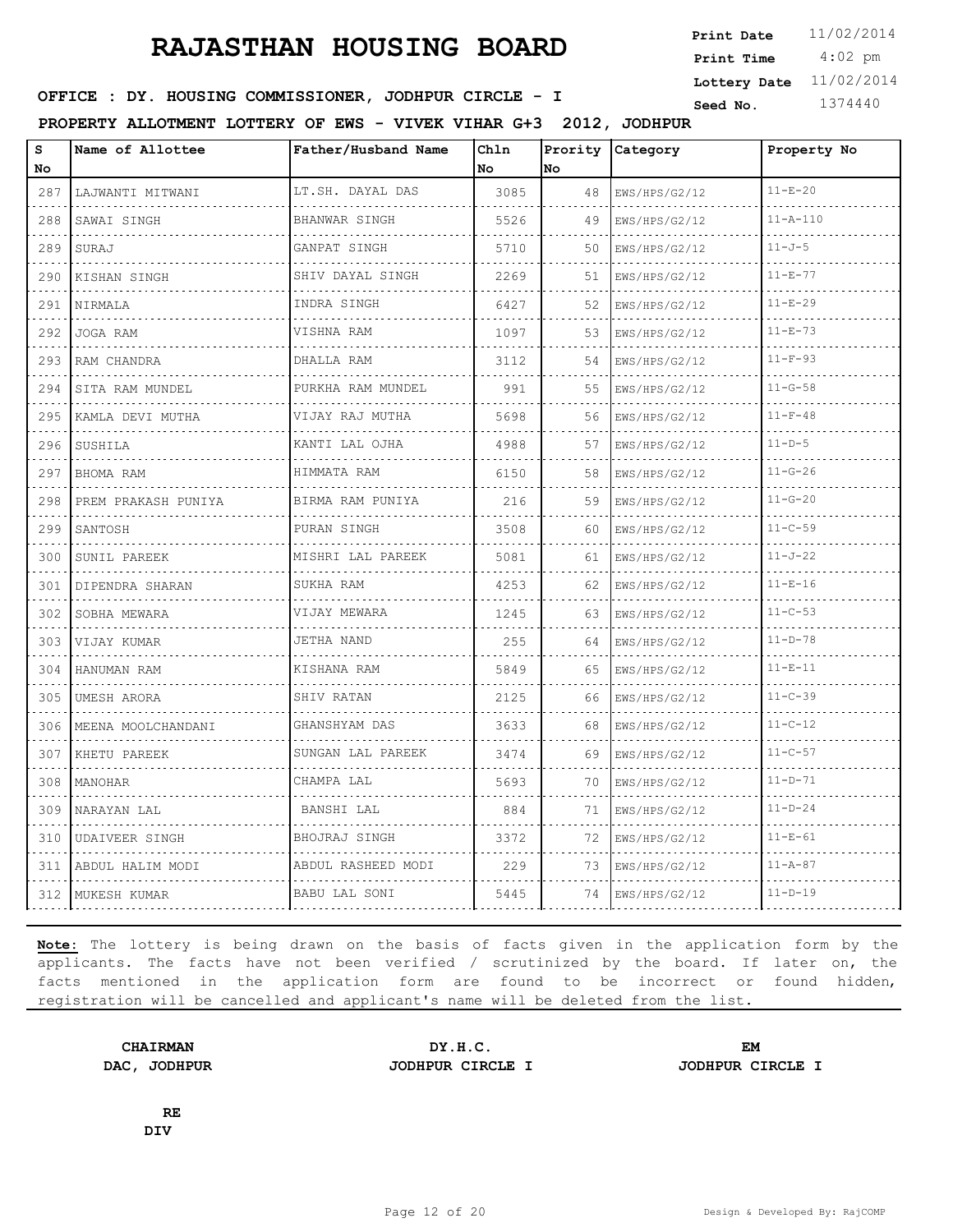# RAJASTHAN HOUSING BOARD

**Print Date** 11/02/2014
**Print Time** 4:02 pm
**Lottery Date** 11/02/2014
**Seed No.** 1374440

**OFFICE : DY. HOUSING COMMISSIONER, JODHPUR CIRCLE - I**

**PROPERTY ALLOTMENT LOTTERY OF EWS - VIVEK VIHAR G+3 2012, JODHPUR**

| S No | Name of Allottee | Father/Husband Name | Chln No | Prority No | Category | Property No |
|---|---|---|---|---|---|---|
| 287 | LAJWANTI MITWANI | LT.SH. DAYAL DAS | 3085 | 48 | EWS/HPS/G2/12 | 11-E-20 |
| 288 | SAWAI SINGH | BHANWAR SINGH | 5526 | 49 | EWS/HPS/G2/12 | 11-A-110 |
| 289 | SURAJ | GANPAT SINGH | 5710 | 50 | EWS/HPS/G2/12 | 11-J-5 |
| 290 | KISHAN SINGH | SHIV DAYAL SINGH | 2269 | 51 | EWS/HPS/G2/12 | 11-E-77 |
| 291 | NIRMALA | INDRA SINGH | 6427 | 52 | EWS/HPS/G2/12 | 11-E-29 |
| 292 | JOGA RAM | VISHNA RAM | 1097 | 53 | EWS/HPS/G2/12 | 11-E-73 |
| 293 | RAM CHANDRA | DHALLA RAM | 3112 | 54 | EWS/HPS/G2/12 | 11-F-93 |
| 294 | SITA RAM MUNDEL | PURKHA RAM MUNDEL | 991 | 55 | EWS/HPS/G2/12 | 11-G-58 |
| 295 | KAMLA DEVI MUTHA | VIJAY RAJ MUTHA | 5698 | 56 | EWS/HPS/G2/12 | 11-F-48 |
| 296 | SUSHILA | KANTI LAL OJHA | 4988 | 57 | EWS/HPS/G2/12 | 11-D-5 |
| 297 | BHOMA RAM | HIMMATA RAM | 6150 | 58 | EWS/HPS/G2/12 | 11-G-26 |
| 298 | PREM PRAKASH PUNIYA | BIRMA RAM PUNIYA | 216 | 59 | EWS/HPS/G2/12 | 11-G-20 |
| 299 | SANTOSH | PURAN SINGH | 3508 | 60 | EWS/HPS/G2/12 | 11-C-59 |
| 300 | SUNIL PAREEK | MISHRI LAL PAREEK | 5081 | 61 | EWS/HPS/G2/12 | 11-J-22 |
| 301 | DIPENDRA SHARAN | SUKHA RAM | 4253 | 62 | EWS/HPS/G2/12 | 11-E-16 |
| 302 | SOBHA MEWARA | VIJAY MEWARA | 1245 | 63 | EWS/HPS/G2/12 | 11-C-53 |
| 303 | VIJAY KUMAR | JETHA NAND | 255 | 64 | EWS/HPS/G2/12 | 11-D-78 |
| 304 | HANUMAN RAM | KISHANA RAM | 5849 | 65 | EWS/HPS/G2/12 | 11-E-11 |
| 305 | UMESH ARORA | SHIV RATAN | 2125 | 66 | EWS/HPS/G2/12 | 11-C-39 |
| 306 | MEENA MOOLCHANDANI | GHANSHYAM DAS | 3633 | 68 | EWS/HPS/G2/12 | 11-C-12 |
| 307 | KHETU PAREEK | SUNGAN LAL PAREEK | 3474 | 69 | EWS/HPS/G2/12 | 11-C-57 |
| 308 | MANOHAR | CHAMPA LAL | 5693 | 70 | EWS/HPS/G2/12 | 11-D-71 |
| 309 | NARAYAN LAL | BANSHI LAL | 884 | 71 | EWS/HPS/G2/12 | 11-D-24 |
| 310 | UDAIVEER SINGH | BHOJRAJ SINGH | 3372 | 72 | EWS/HPS/G2/12 | 11-E-61 |
| 311 | ABDUL HALIM MODI | ABDUL RASHEED MODI | 229 | 73 | EWS/HPS/G2/12 | 11-A-87 |
| 312 | MUKESH KUMAR | BABU LAL SONI | 5445 | 74 | EWS/HPS/G2/12 | 11-D-19 |

**Note:** The lottery is being drawn on the basis of facts given in the application form by the applicants. The facts have not been verified / scrutinized by the board. If later on, the facts mentioned in the application form are found to be incorrect or found hidden, registration will be cancelled and applicant's name will be deleted from the list.

**CHAIRMAN**
**DAC, JODHPUR**

**DY.H.C.**
**JODHPUR CIRCLE I**

**EM**
**JODHPUR CIRCLE I**

**RE**
**DIV**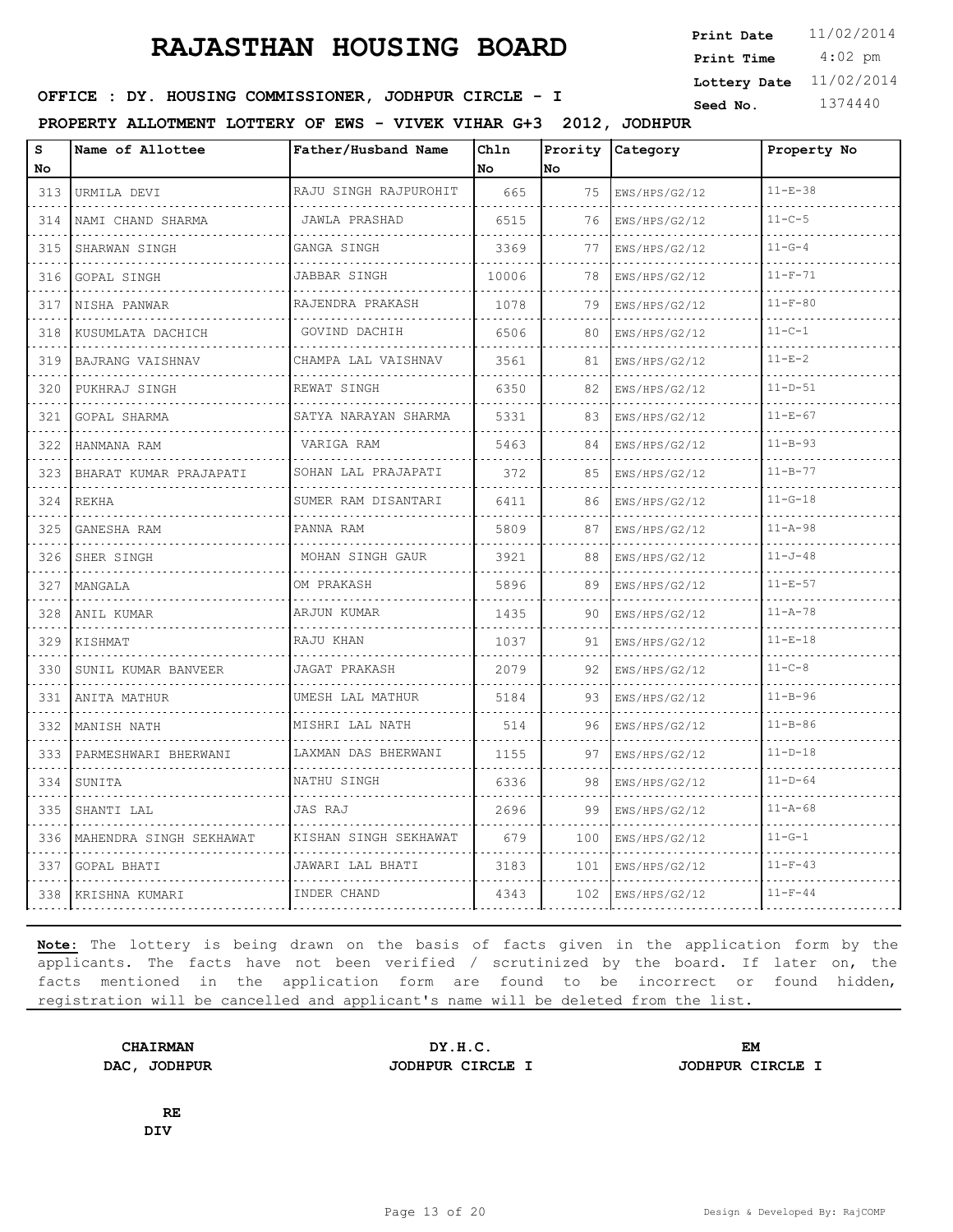# RAJASTHAN HOUSING BOARD

**Print Date** 11/02/2014
**Print Time** 4:02 pm
**Lottery Date** 11/02/2014
**Seed No.** 1374440

**OFFICE : DY. HOUSING COMMISSIONER, JODHPUR CIRCLE - I**

**PROPERTY ALLOTMENT LOTTERY OF EWS - VIVEK VIHAR G+3 2012, JODHPUR**

| S No | Name of Allottee | Father/Husband Name | Chln No | Prority No | Category | Property No |
|---|---|---|---|---|---|---|
| 313 | URMILA DEVI | RAJU SINGH RAJPUROHIT | 665 | 75 | EWS/HPS/G2/12 | 11-E-38 |
| 314 | NAMI CHAND SHARMA | JAWLA PRASHAD | 6515 | 76 | EWS/HPS/G2/12 | 11-C-5 |
| 315 | SHARWAN SINGH | GANGA SINGH | 3369 | 77 | EWS/HPS/G2/12 | 11-G-4 |
| 316 | GOPAL SINGH | JABBAR SINGH | 10006 | 78 | EWS/HPS/G2/12 | 11-F-71 |
| 317 | NISHA PANWAR | RAJENDRA PRAKASH | 1078 | 79 | EWS/HPS/G2/12 | 11-F-80 |
| 318 | KUSUMLATA DACHICH | GOVIND DACHIH | 6506 | 80 | EWS/HPS/G2/12 | 11-C-1 |
| 319 | BAJRANG VAISHNAV | CHAMPA LAL VAISHNAV | 3561 | 81 | EWS/HPS/G2/12 | 11-E-2 |
| 320 | PUKHRAJ SINGH | REWAT SINGH | 6350 | 82 | EWS/HPS/G2/12 | 11-D-51 |
| 321 | GOPAL SHARMA | SATYA NARAYAN SHARMA | 5331 | 83 | EWS/HPS/G2/12 | 11-E-67 |
| 322 | HANMANA RAM | VARIGA RAM | 5463 | 84 | EWS/HPS/G2/12 | 11-B-93 |
| 323 | BHARAT KUMAR PRAJAPATI | SOHAN LAL PRAJAPATI | 372 | 85 | EWS/HPS/G2/12 | 11-B-77 |
| 324 | REKHA | SUMER RAM DISANTARI | 6411 | 86 | EWS/HPS/G2/12 | 11-G-18 |
| 325 | GANESHA RAM | PANNA RAM | 5809 | 87 | EWS/HPS/G2/12 | 11-A-98 |
| 326 | SHER SINGH | MOHAN SINGH GAUR | 3921 | 88 | EWS/HPS/G2/12 | 11-J-48 |
| 327 | MANGALA | OM PRAKASH | 5896 | 89 | EWS/HPS/G2/12 | 11-E-57 |
| 328 | ANIL KUMAR | ARJUN KUMAR | 1435 | 90 | EWS/HPS/G2/12 | 11-A-78 |
| 329 | KISHMAT | RAJU KHAN | 1037 | 91 | EWS/HPS/G2/12 | 11-E-18 |
| 330 | SUNIL KUMAR BANVEER | JAGAT PRAKASH | 2079 | 92 | EWS/HPS/G2/12 | 11-C-8 |
| 331 | ANITA MATHUR | UMESH LAL MATHUR | 5184 | 93 | EWS/HPS/G2/12 | 11-B-96 |
| 332 | MANISH NATH | MISHRI LAL NATH | 514 | 96 | EWS/HPS/G2/12 | 11-B-86 |
| 333 | PARMESHWARI BHERWANI | LAXMAN DAS BHERWANI | 1155 | 97 | EWS/HPS/G2/12 | 11-D-18 |
| 334 | SUNITA | NATHU SINGH | 6336 | 98 | EWS/HPS/G2/12 | 11-D-64 |
| 335 | SHANTI LAL | JAS RAJ | 2696 | 99 | EWS/HPS/G2/12 | 11-A-68 |
| 336 | MAHENDRA SINGH SEKHAWAT | KISHAN SINGH SEKHAWAT | 679 | 100 | EWS/HPS/G2/12 | 11-G-1 |
| 337 | GOPAL BHATI | JAWARI LAL BHATI | 3183 | 101 | EWS/HPS/G2/12 | 11-F-43 |
| 338 | KRISHNA KUMARI | INDER CHAND | 4343 | 102 | EWS/HPS/G2/12 | 11-F-44 |

**Note:** The lottery is being drawn on the basis of facts given in the application form by the applicants. The facts have not been verified / scrutinized by the board. If later on, the facts mentioned in the application form are found to be incorrect or found hidden, registration will be cancelled and applicant's name will be deleted from the list.

**CHAIRMAN**
**DAC, JODHPUR**

**DY.H.C.**
**JODHPUR CIRCLE I**

**EM**
**JODHPUR CIRCLE I**

**RE**
**DIV**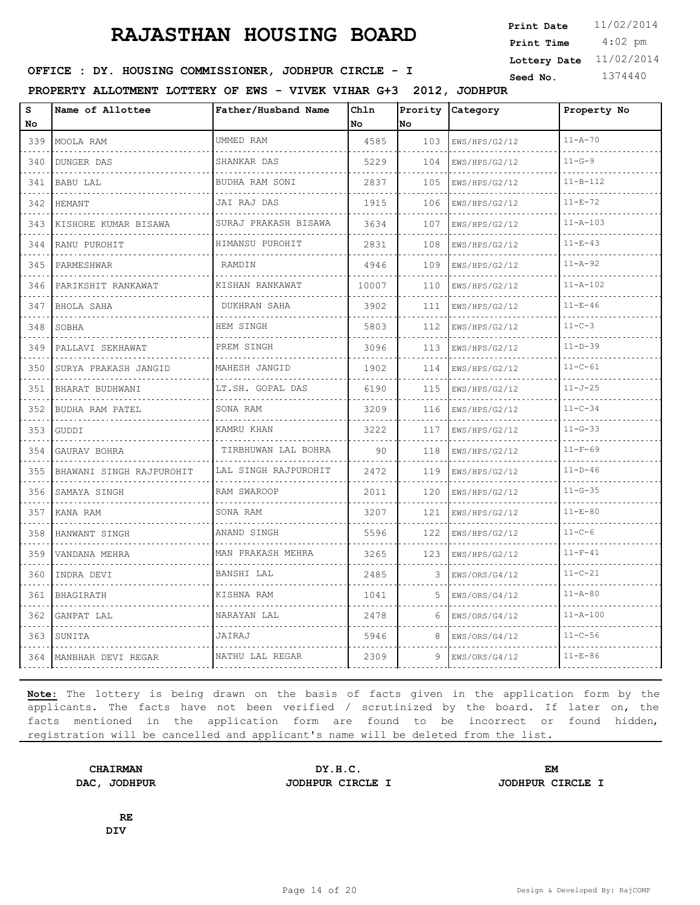# RAJASTHAN HOUSING BOARD

**Print Date** 11/02/2014
**Print Time** 4:02 pm
**Lottery Date** 11/02/2014
**Seed No.** 1374440

**OFFICE : DY. HOUSING COMMISSIONER, JODHPUR CIRCLE - I**

**PROPERTY ALLOTMENT LOTTERY OF EWS - VIVEK VIHAR G+3 2012, JODHPUR**

| S No | Name of Allottee | Father/Husband Name | Chln No | Prority No | Category | Property No |
|---|---|---|---|---|---|---|
| 339 | MOOLA RAM | UMMED RAM | 4585 | 103 | EWS/HPS/G2/12 | 11-A-70 |
| 340 | DUNGER DAS | SHANKAR DAS | 5229 | 104 | EWS/HPS/G2/12 | 11-G-9 |
| 341 | BABU LAL | BUDHA RAM SONI | 2837 | 105 | EWS/HPS/G2/12 | 11-B-112 |
| 342 | HEMANT | JAI RAJ DAS | 1915 | 106 | EWS/HPS/G2/12 | 11-E-72 |
| 343 | KISHORE KUMAR BISAWA | SURAJ PRAKASH BISAWA | 3634 | 107 | EWS/HPS/G2/12 | 11-A-103 |
| 344 | RANU PUROHIT | HIMANSU PUROHIT | 2831 | 108 | EWS/HPS/G2/12 | 11-E-43 |
| 345 | PARMESHWAR | RAMDIN | 4946 | 109 | EWS/HPS/G2/12 | 11-A-92 |
| 346 | PARIKSHIT RANKAWAT | KISHAN RANKAWAT | 10007 | 110 | EWS/HPS/G2/12 | 11-A-102 |
| 347 | BHOLA SAHA | DUKHRAN SAHA | 3902 | 111 | EWS/HPS/G2/12 | 11-E-46 |
| 348 | SOBHA | HEM SINGH | 5803 | 112 | EWS/HPS/G2/12 | 11-C-3 |
| 349 | PALLAVI SEKHAWAT | PREM SINGH | 3096 | 113 | EWS/HPS/G2/12 | 11-D-39 |
| 350 | SURYA PRAKASH JANGID | MAHESH JANGID | 1902 | 114 | EWS/HPS/G2/12 | 11-C-61 |
| 351 | BHARAT BUDHWANI | LT.SH. GOPAL DAS | 6190 | 115 | EWS/HPS/G2/12 | 11-J-25 |
| 352 | BUDHA RAM PATEL | SONA RAM | 3209 | 116 | EWS/HPS/G2/12 | 11-C-34 |
| 353 | GUDDI | KAMRU KHAN | 3222 | 117 | EWS/HPS/G2/12 | 11-G-33 |
| 354 | GAURAV BOHRA | TIRBHUWAN LAL BOHRA | 90 | 118 | EWS/HPS/G2/12 | 11-F-69 |
| 355 | BHAWANI SINGH RAJPUROHIT | LAL SINGH RAJPUROHIT | 2472 | 119 | EWS/HPS/G2/12 | 11-D-46 |
| 356 | SAMAYA SINGH | RAM SWAROOP | 2011 | 120 | EWS/HPS/G2/12 | 11-G-35 |
| 357 | KANA RAM | SONA RAM | 3207 | 121 | EWS/HPS/G2/12 | 11-E-80 |
| 358 | HANWANT SINGH | ANAND SINGH | 5596 | 122 | EWS/HPS/G2/12 | 11-C-6 |
| 359 | VANDANA MEHRA | MAN PRAKASH MEHRA | 3265 | 123 | EWS/HPS/G2/12 | 11-F-41 |
| 360 | INDRA DEVI | BANSHI LAL | 2485 | 3 | EWS/ORS/G4/12 | 11-C-21 |
| 361 | BHAGIRATH | KISHNA RAM | 1041 | 5 | EWS/ORS/G4/12 | 11-A-80 |
| 362 | GANPAT LAL | NARAYAN LAL | 2478 | 6 | EWS/ORS/G4/12 | 11-A-100 |
| 363 | SUNITA | JAIRAJ | 5946 | 8 | EWS/ORS/G4/12 | 11-C-56 |
| 364 | MANBHAR DEVI REGAR | NATHU LAL REGAR | 2309 | 9 | EWS/ORS/G4/12 | 11-E-86 |

**Note:** The lottery is being drawn on the basis of facts given in the application form by the applicants. The facts have not been verified / scrutinized by the board. If later on, the facts mentioned in the application form are found to be incorrect or found hidden, registration will be cancelled and applicant's name will be deleted from the list.

**CHAIRMAN**
**DAC, JODHPUR**

**DY.H.C.**
**JODHPUR CIRCLE I**

**EM**
**JODHPUR CIRCLE I**

**RE**
**DIV**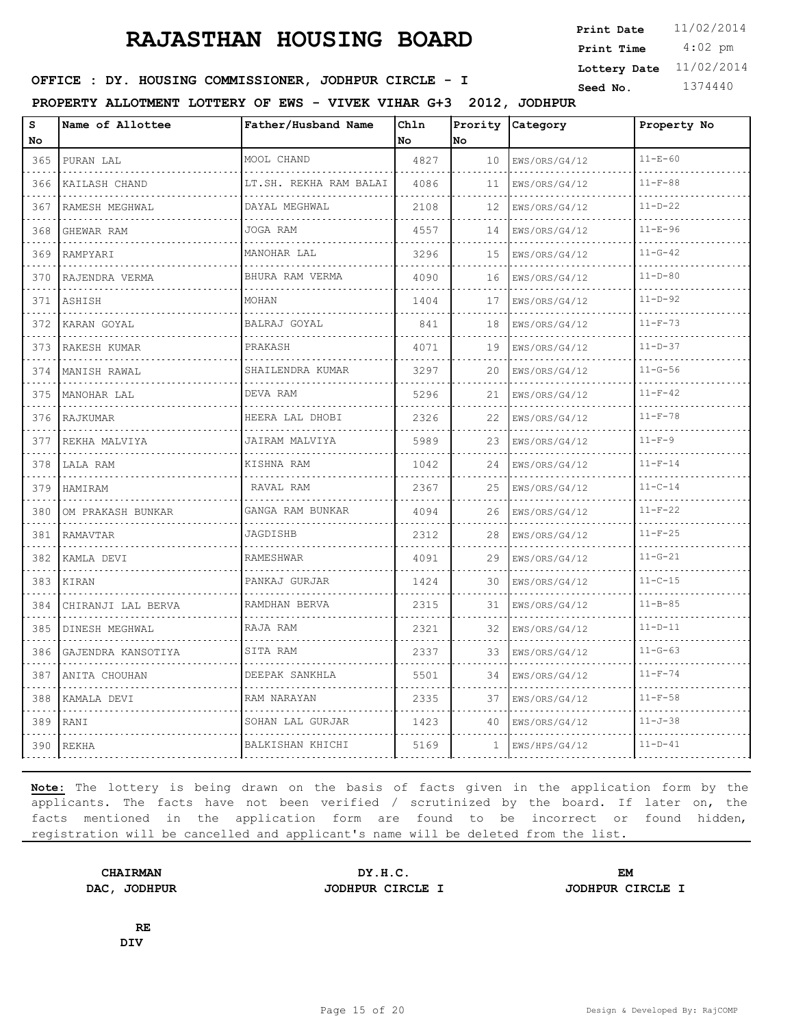# RAJASTHAN HOUSING BOARD

**Print Date** 11/02/2014
**Print Time** 4:02 pm
**Lottery Date** 11/02/2014
**Seed No.** 1374440

**OFFICE : DY. HOUSING COMMISSIONER, JODHPUR CIRCLE - I**

**PROPERTY ALLOTMENT LOTTERY OF EWS - VIVEK VIHAR G+3 2012, JODHPUR**

| S No | Name of Allottee | Father/Husband Name | Chln No | Prority No | Category | Property No |
|---|---|---|---|---|---|---|
| 365 | PURAN LAL | MOOL CHAND | 4827 | 10 | EWS/ORS/G4/12 | 11-E-60 |
| 366 | KAILASH CHAND | LT.SH. REKHA RAM BALAI | 4086 | 11 | EWS/ORS/G4/12 | 11-F-88 |
| 367 | RAMESH MEGHWAL | DAYAL MEGHWAL | 2108 | 12 | EWS/ORS/G4/12 | 11-D-22 |
| 368 | GHEWAR RAM | JOGA RAM | 4557 | 14 | EWS/ORS/G4/12 | 11-E-96 |
| 369 | RAMPYARI | MANOHAR LAL | 3296 | 15 | EWS/ORS/G4/12 | 11-G-42 |
| 370 | RAJENDRA VERMA | BHURA RAM VERMA | 4090 | 16 | EWS/ORS/G4/12 | 11-D-80 |
| 371 | ASHISH | MOHAN | 1404 | 17 | EWS/ORS/G4/12 | 11-D-92 |
| 372 | KARAN GOYAL | BALRAJ GOYAL | 841 | 18 | EWS/ORS/G4/12 | 11-F-73 |
| 373 | RAKESH KUMAR | PRAKASH | 4071 | 19 | EWS/ORS/G4/12 | 11-D-37 |
| 374 | MANISH RAWAL | SHAILENDRA KUMAR | 3297 | 20 | EWS/ORS/G4/12 | 11-G-56 |
| 375 | MANOHAR LAL | DEVA RAM | 5296 | 21 | EWS/ORS/G4/12 | 11-F-42 |
| 376 | RAJKUMAR | HEERA LAL DHOBI | 2326 | 22 | EWS/ORS/G4/12 | 11-F-78 |
| 377 | REKHA MALVIYA | JAIRAM MALVIYA | 5989 | 23 | EWS/ORS/G4/12 | 11-F-9 |
| 378 | LALA RAM | KISHNA RAM | 1042 | 24 | EWS/ORS/G4/12 | 11-F-14 |
| 379 | HAMIRAM | RAVAL RAM | 2367 | 25 | EWS/ORS/G4/12 | 11-C-14 |
| 380 | OM PRAKASH BUNKAR | GANGA RAM BUNKAR | 4094 | 26 | EWS/ORS/G4/12 | 11-F-22 |
| 381 | RAMAVTAR | JAGDISHB | 2312 | 28 | EWS/ORS/G4/12 | 11-F-25 |
| 382 | KAMLA DEVI | RAMESHWAR | 4091 | 29 | EWS/ORS/G4/12 | 11-G-21 |
| 383 | KIRAN | PANKAJ GURJAR | 1424 | 30 | EWS/ORS/G4/12 | 11-C-15 |
| 384 | CHIRANJI LAL BERVA | RAMDHAN BERVA | 2315 | 31 | EWS/ORS/G4/12 | 11-B-85 |
| 385 | DINESH MEGHWAL | RAJA RAM | 2321 | 32 | EWS/ORS/G4/12 | 11-D-11 |
| 386 | GAJENDRA KANSOTIYA | SITA RAM | 2337 | 33 | EWS/ORS/G4/12 | 11-G-63 |
| 387 | ANITA CHOUHAN | DEEPAK SANKHLA | 5501 | 34 | EWS/ORS/G4/12 | 11-F-74 |
| 388 | KAMALA DEVI | RAM NARAYAN | 2335 | 37 | EWS/ORS/G4/12 | 11-F-58 |
| 389 | RANI | SOHAN LAL GURJAR | 1423 | 40 | EWS/ORS/G4/12 | 11-J-38 |
| 390 | REKHA | BALKISHAN KHICHI | 5169 | 1 | EWS/HPS/G4/12 | 11-D-41 |

**Note:** The lottery is being drawn on the basis of facts given in the application form by the applicants. The facts have not been verified / scrutinized by the board. If later on, the facts mentioned in the application form are found to be incorrect or found hidden, registration will be cancelled and applicant's name will be deleted from the list.

**CHAIRMAN**
**DAC, JODHPUR**

**DY.H.C.**
**JODHPUR CIRCLE I**

**EM**
**JODHPUR CIRCLE I**

**RE**
**DIV**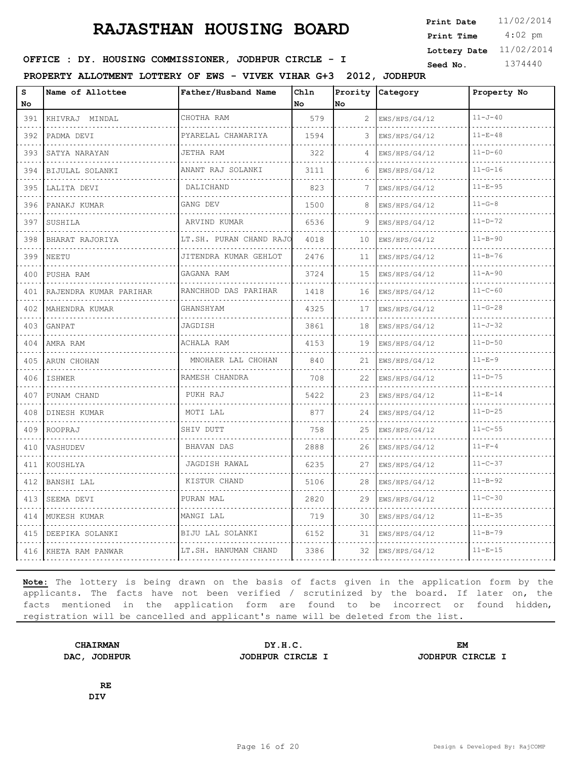# RAJASTHAN HOUSING BOARD

**Print Date** 11/02/2014
**Print Time** 4:02 pm
**Lottery Date** 11/02/2014
**Seed No.** 1374440

**OFFICE : DY. HOUSING COMMISSIONER, JODHPUR CIRCLE - I**

**PROPERTY ALLOTMENT LOTTERY OF EWS - VIVEK VIHAR G+3 2012, JODHPUR**

| S No | Name of Allottee | Father/Husband Name | Chln No | Prority No | Category | Property No |
|---|---|---|---|---|---|---|
| 391 | KHIVRAJ MINDAL | CHOTHA RAM | 579 | 2 | EWS/HPS/G4/12 | 11-J-40 |
| 392 | PADMA DEVI | PYARELAL CHAWARIYA | 1594 | 3 | EWS/HPS/G4/12 | 11-E-48 |
| 393 | SATYA NARAYAN | JETHA RAM | 322 | 4 | EWS/HPS/G4/12 | 11-D-60 |
| 394 | BIJULAL SOLANKI | ANANT RAJ SOLANKI | 3111 | 6 | EWS/HPS/G4/12 | 11-G-16 |
| 395 | LALITA DEVI | DALICHAND | 823 | 7 | EWS/HPS/G4/12 | 11-E-95 |
| 396 | PANAKJ KUMAR | GANG DEV | 1500 | 8 | EWS/HPS/G4/12 | 11-G-8 |
| 397 | SUSHILA | ARVIND KUMAR | 6536 | 9 | EWS/HPS/G4/12 | 11-D-72 |
| 398 | BHARAT RAJORIYA | LT.SH. PURAN CHAND RAJO | 4018 | 10 | EWS/HPS/G4/12 | 11-B-90 |
| 399 | NEETU | JITENDRA KUMAR GEHLOT | 2476 | 11 | EWS/HPS/G4/12 | 11-B-76 |
| 400 | PUSHA RAM | GAGANA RAM | 3724 | 15 | EWS/HPS/G4/12 | 11-A-90 |
| 401 | RAJENDRA KUMAR PARIHAR | RANCHHOD DAS PARIHAR | 1418 | 16 | EWS/HPS/G4/12 | 11-C-60 |
| 402 | MAHENDRA KUMAR | GHANSHYAM | 4325 | 17 | EWS/HPS/G4/12 | 11-G-28 |
| 403 | GANPAT | JAGDISH | 3861 | 18 | EWS/HPS/G4/12 | 11-J-32 |
| 404 | AMRA RAM | ACHALA RAM | 4153 | 19 | EWS/HPS/G4/12 | 11-D-50 |
| 405 | ARUN CHOHAN | MNOHAER LAL CHOHAN | 840 | 21 | EWS/HPS/G4/12 | 11-E-9 |
| 406 | ISHWER | RAMESH CHANDRA | 708 | 22 | EWS/HPS/G4/12 | 11-D-75 |
| 407 | PUNAM CHAND | PUKH RAJ | 5422 | 23 | EWS/HPS/G4/12 | 11-E-14 |
| 408 | DINESH KUMAR | MOTI LAL | 877 | 24 | EWS/HPS/G4/12 | 11-D-25 |
| 409 | ROOPRAJ | SHIV DUTT | 758 | 25 | EWS/HPS/G4/12 | 11-C-55 |
| 410 | VASHUDEV | BHAVAN DAS | 2888 | 26 | EWS/HPS/G4/12 | 11-F-4 |
| 411 | KOUSHLYA | JAGDISH RAWAL | 6235 | 27 | EWS/HPS/G4/12 | 11-C-37 |
| 412 | BANSHI LAL | KISTUR CHAND | 5106 | 28 | EWS/HPS/G4/12 | 11-B-92 |
| 413 | SEEMA DEVI | PURAN MAL | 2820 | 29 | EWS/HPS/G4/12 | 11-C-30 |
| 414 | MUKESH KUMAR | MANGI LAL | 719 | 30 | EWS/HPS/G4/12 | 11-E-35 |
| 415 | DEEPIKA SOLANKI | BIJU LAL SOLANKI | 6152 | 31 | EWS/HPS/G4/12 | 11-B-79 |
| 416 | KHETA RAM PANWAR | LT.SH. HANUMAN CHAND | 3386 | 32 | EWS/HPS/G4/12 | 11-E-15 |

**Note:** The lottery is being drawn on the basis of facts given in the application form by the applicants. The facts have not been verified / scrutinized by the board. If later on, the facts mentioned in the application form are found to be incorrect or found hidden, registration will be cancelled and applicant's name will be deleted from the list.

**CHAIRMAN**
**DAC, JODHPUR**

**DY.H.C.**
**JODHPUR CIRCLE I**

**EM**
**JODHPUR CIRCLE I**

**RE**
**DIV**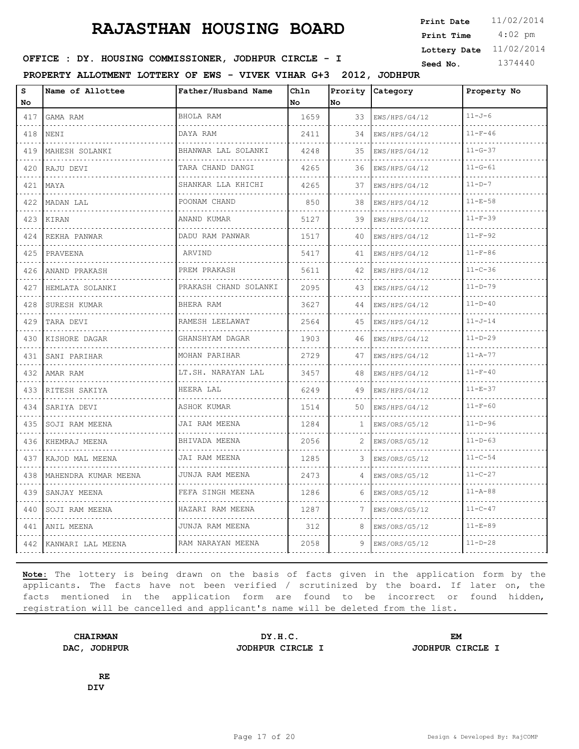# RAJASTHAN HOUSING BOARD

**Print Date** 11/02/2014
**Print Time** 4:02 pm
**Lottery Date** 11/02/2014
**Seed No.** 1374440

**OFFICE : DY. HOUSING COMMISSIONER, JODHPUR CIRCLE - I**

**PROPERTY ALLOTMENT LOTTERY OF EWS - VIVEK VIHAR G+3 2012, JODHPUR**

| S No | Name of Allottee | Father/Husband Name | Chln No | Prority No | Category | Property No |
|---|---|---|---|---|---|---|
| 417 | GAMA RAM | BHOLA RAM | 1659 | 33 | EWS/HPS/G4/12 | 11-J-6 |
| 418 | NENI | DAYA RAM | 2411 | 34 | EWS/HPS/G4/12 | 11-F-46 |
| 419 | MAHESH SOLANKI | BHANWAR LAL SOLANKI | 4248 | 35 | EWS/HPS/G4/12 | 11-G-37 |
| 420 | RAJU DEVI | TARA CHAND DANGI | 4265 | 36 | EWS/HPS/G4/12 | 11-G-61 |
| 421 | MAYA | SHANKAR LLA KHICHI | 4265 | 37 | EWS/HPS/G4/12 | 11-D-7 |
| 422 | MADAN LAL | POONAM CHAND | 850 | 38 | EWS/HPS/G4/12 | 11-E-58 |
| 423 | KIRAN | ANAND KUMAR | 5127 | 39 | EWS/HPS/G4/12 | 11-F-39 |
| 424 | REKHA PANWAR | DADU RAM PANWAR | 1517 | 40 | EWS/HPS/G4/12 | 11-F-92 |
| 425 | PRAVEENA | ARVIND | 5417 | 41 | EWS/HPS/G4/12 | 11-F-86 |
| 426 | ANAND PRAKASH | PREM PRAKASH | 5611 | 42 | EWS/HPS/G4/12 | 11-C-36 |
| 427 | HEMLATA SOLANKI | PRAKASH CHAND SOLANKI | 2095 | 43 | EWS/HPS/G4/12 | 11-D-79 |
| 428 | SURESH KUMAR | BHERA RAM | 3627 | 44 | EWS/HPS/G4/12 | 11-D-40 |
| 429 | TARA DEVI | RAMESH LEELAWAT | 2564 | 45 | EWS/HPS/G4/12 | 11-J-14 |
| 430 | KISHORE DAGAR | GHANSHYAM DAGAR | 1903 | 46 | EWS/HPS/G4/12 | 11-D-29 |
| 431 | SANI PARIHAR | MOHAN PARIHAR | 2729 | 47 | EWS/HPS/G4/12 | 11-A-77 |
| 432 | AMAR RAM | LT.SH. NARAYAN LAL | 3457 | 48 | EWS/HPS/G4/12 | 11-F-40 |
| 433 | RITESH SAKIYA | HEERA LAL | 6249 | 49 | EWS/HPS/G4/12 | 11-E-37 |
| 434 | SARIYA DEVI | ASHOK KUMAR | 1514 | 50 | EWS/HPS/G4/12 | 11-F-60 |
| 435 | SOJI RAM MEENA | JAI RAM MEENA | 1284 | 1 | EWS/ORS/G5/12 | 11-D-96 |
| 436 | KHEMRAJ MEENA | BHIVADA MEENA | 2056 | 2 | EWS/ORS/G5/12 | 11-D-63 |
| 437 | KAJOD MAL MEENA | JAI RAM MEENA | 1285 | 3 | EWS/ORS/G5/12 | 11-C-54 |
| 438 | MAHENDRA KUMAR MEENA | JUNJA RAM MEENA | 2473 | 4 | EWS/ORS/G5/12 | 11-C-27 |
| 439 | SANJAY MEENA | FEFA SINGH MEENA | 1286 | 6 | EWS/ORS/G5/12 | 11-A-88 |
| 440 | SOJI RAM MEENA | HAZARI RAM MEENA | 1287 | 7 | EWS/ORS/G5/12 | 11-C-47 |
| 441 | ANIL MEENA | JUNJA RAM MEENA | 312 | 8 | EWS/ORS/G5/12 | 11-E-89 |
| 442 | KANWARI LAL MEENA | RAM NARAYAN MEENA | 2058 | 9 | EWS/ORS/G5/12 | 11-D-28 |

**Note:** The lottery is being drawn on the basis of facts given in the application form by the applicants. The facts have not been verified / scrutinized by the board. If later on, the facts mentioned in the application form are found to be incorrect or found hidden, registration will be cancelled and applicant's name will be deleted from the list.

**CHAIRMAN**
**DAC, JODHPUR**

**DY.H.C.**
**JODHPUR CIRCLE I**

**EM**
**JODHPUR CIRCLE I**

**RE**
**DIV**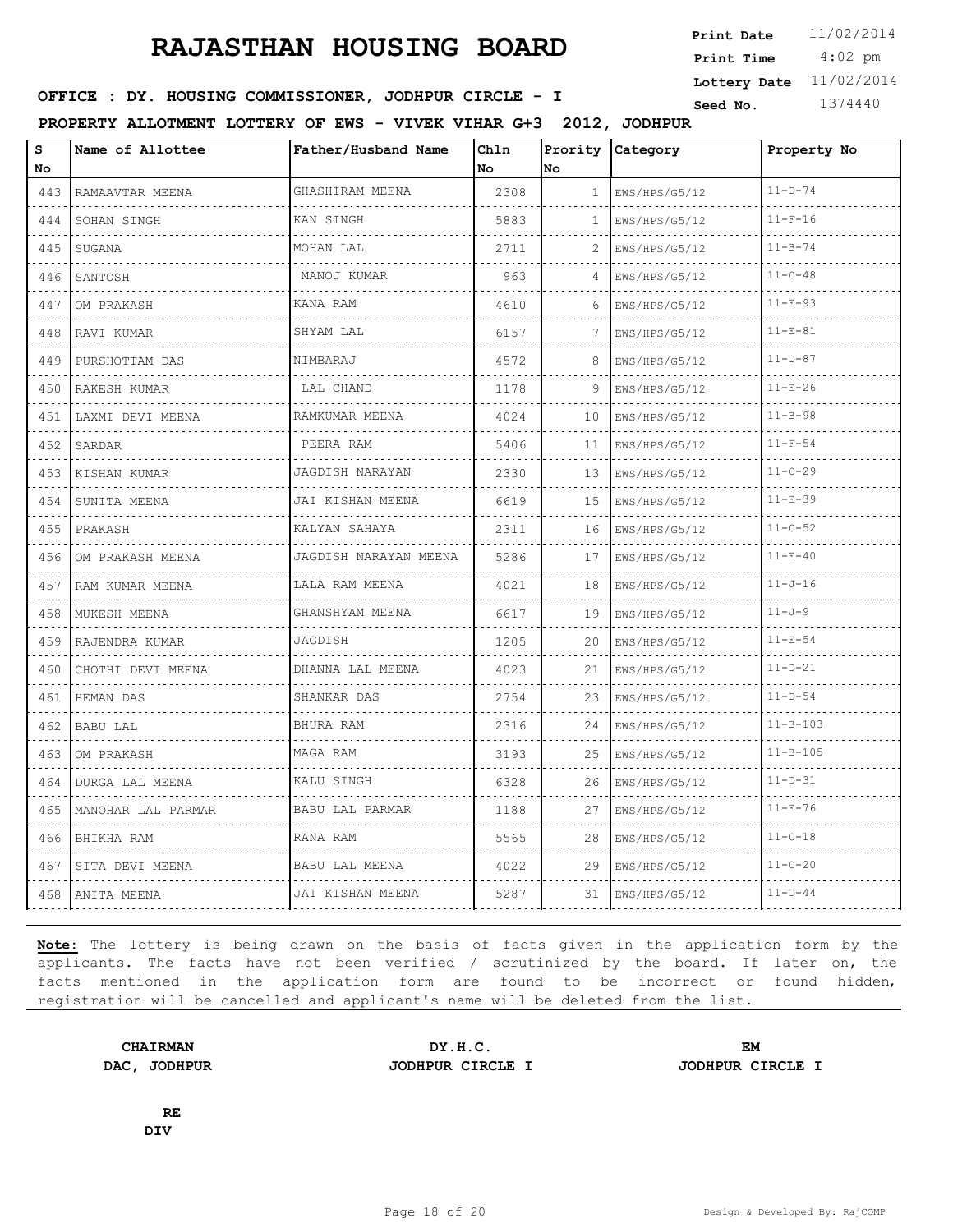# RAJASTHAN HOUSING BOARD

**Print Date** 11/02/2014
**Print Time** 4:02 pm
**Lottery Date** 11/02/2014
**Seed No.** 1374440

**OFFICE : DY. HOUSING COMMISSIONER, JODHPUR CIRCLE - I**

**PROPERTY ALLOTMENT LOTTERY OF EWS - VIVEK VIHAR G+3 2012, JODHPUR**

| S No | Name of Allottee | Father/Husband Name | Chln No | Prority No | Category | Property No |
|---|---|---|---|---|---|---|
| 443 | RAMAAVTAR MEENA | GHASHIRAM MEENA | 2308 | 1 | EWS/HPS/G5/12 | 11-D-74 |
| 444 | SOHAN SINGH | KAN SINGH | 5883 | 1 | EWS/HPS/G5/12 | 11-F-16 |
| 445 | SUGANA | MOHAN LAL | 2711 | 2 | EWS/HPS/G5/12 | 11-B-74 |
| 446 | SANTOSH | MANOJ KUMAR | 963 | 4 | EWS/HPS/G5/12 | 11-C-48 |
| 447 | OM PRAKASH | KANA RAM | 4610 | 6 | EWS/HPS/G5/12 | 11-E-93 |
| 448 | RAVI KUMAR | SHYAM LAL | 6157 | 7 | EWS/HPS/G5/12 | 11-E-81 |
| 449 | PURSHOTTAM DAS | NIMBARAJ | 4572 | 8 | EWS/HPS/G5/12 | 11-D-87 |
| 450 | RAKESH KUMAR | LAL CHAND | 1178 | 9 | EWS/HPS/G5/12 | 11-E-26 |
| 451 | LAXMI DEVI MEENA | RAMKUMAR MEENA | 4024 | 10 | EWS/HPS/G5/12 | 11-B-98 |
| 452 | SARDAR | PEERA RAM | 5406 | 11 | EWS/HPS/G5/12 | 11-F-54 |
| 453 | KISHAN KUMAR | JAGDISH NARAYAN | 2330 | 13 | EWS/HPS/G5/12 | 11-C-29 |
| 454 | SUNITA MEENA | JAI KISHAN MEENA | 6619 | 15 | EWS/HPS/G5/12 | 11-E-39 |
| 455 | PRAKASH | KALYAN SAHAYA | 2311 | 16 | EWS/HPS/G5/12 | 11-C-52 |
| 456 | OM PRAKASH MEENA | JAGDISH NARAYAN MEENA | 5286 | 17 | EWS/HPS/G5/12 | 11-E-40 |
| 457 | RAM KUMAR MEENA | LALA RAM MEENA | 4021 | 18 | EWS/HPS/G5/12 | 11-J-16 |
| 458 | MUKESH MEENA | GHANSHYAM MEENA | 6617 | 19 | EWS/HPS/G5/12 | 11-J-9 |
| 459 | RAJENDRA KUMAR | JAGDISH | 1205 | 20 | EWS/HPS/G5/12 | 11-E-54 |
| 460 | CHOTHI DEVI MEENA | DHANNA LAL MEENA | 4023 | 21 | EWS/HPS/G5/12 | 11-D-21 |
| 461 | HEMAN DAS | SHANKAR DAS | 2754 | 23 | EWS/HPS/G5/12 | 11-D-54 |
| 462 | BABU LAL | BHURA RAM | 2316 | 24 | EWS/HPS/G5/12 | 11-B-103 |
| 463 | OM PRAKASH | MAGA RAM | 3193 | 25 | EWS/HPS/G5/12 | 11-B-105 |
| 464 | DURGA LAL MEENA | KALU SINGH | 6328 | 26 | EWS/HPS/G5/12 | 11-D-31 |
| 465 | MANOHAR LAL PARMAR | BABU LAL PARMAR | 1188 | 27 | EWS/HPS/G5/12 | 11-E-76 |
| 466 | BHIKHA RAM | RANA RAM | 5565 | 28 | EWS/HPS/G5/12 | 11-C-18 |
| 467 | SITA DEVI MEENA | BABU LAL MEENA | 4022 | 29 | EWS/HPS/G5/12 | 11-C-20 |
| 468 | ANITA MEENA | JAI KISHAN MEENA | 5287 | 31 | EWS/HPS/G5/12 | 11-D-44 |

**Note:** The lottery is being drawn on the basis of facts given in the application form by the applicants. The facts have not been verified / scrutinized by the board. If later on, the facts mentioned in the application form are found to be incorrect or found hidden, registration will be cancelled and applicant's name will be deleted from the list.

**CHAIRMAN**
**DAC, JODHPUR**

**DY.H.C.**
**JODHPUR CIRCLE I**

**EM**
**JODHPUR CIRCLE I**

**RE**
**DIV**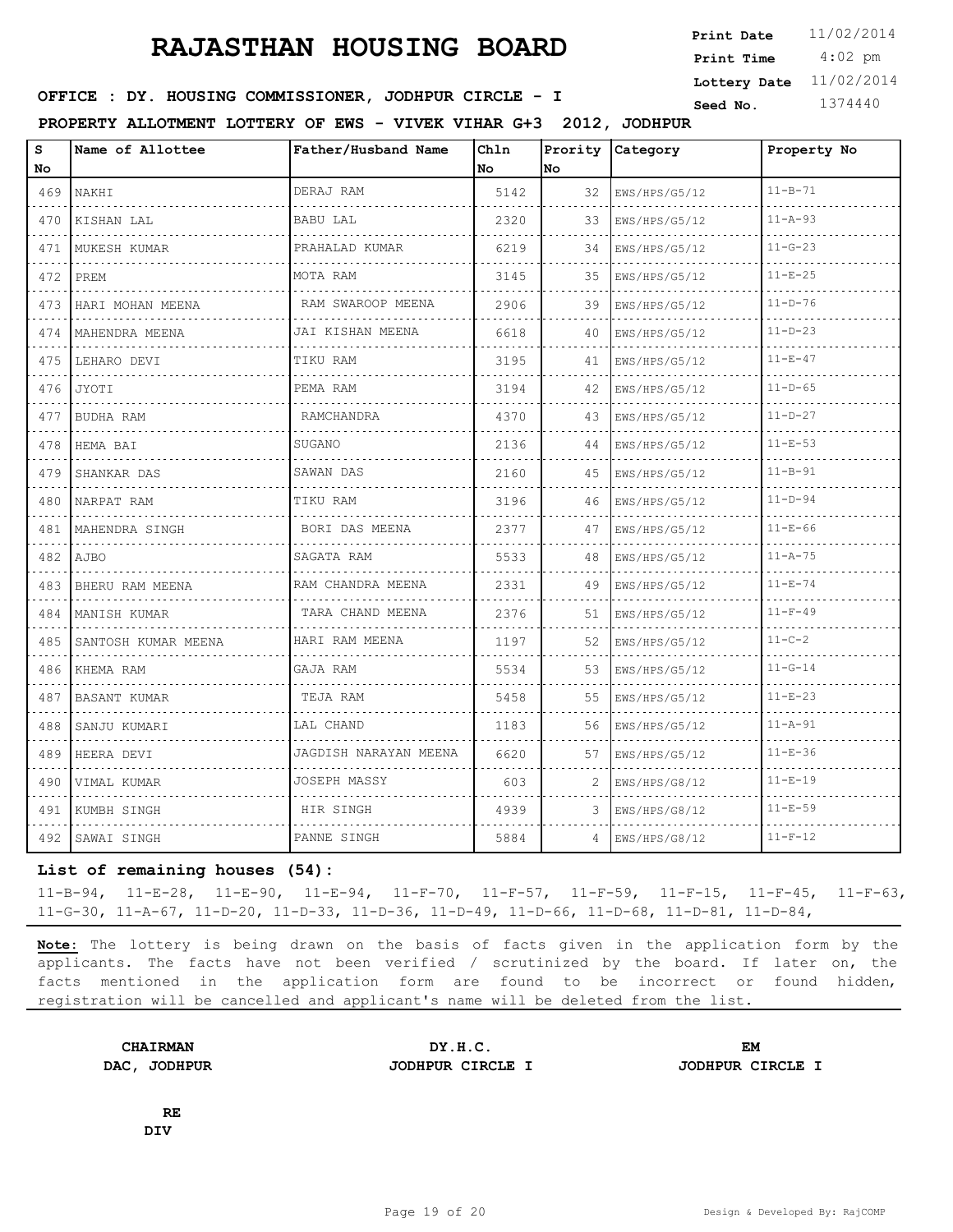# RAJASTHAN HOUSING BOARD

**Print Date** 11/02/2014
**Print Time** 4:02 pm
**Lottery Date** 11/02/2014
**Seed No.** 1374440

**OFFICE : DY. HOUSING COMMISSIONER, JODHPUR CIRCLE - I**

**PROPERTY ALLOTMENT LOTTERY OF EWS - VIVEK VIHAR G+3 2012, JODHPUR**

| S No | Name of Allottee | Father/Husband Name | Chln No | Prority No | Category | Property No |
|---|---|---|---|---|---|---|
| 469 | NAKHI | DERAJ RAM | 5142 | 32 | EWS/HPS/G5/12 | 11-B-71 |
| 470 | KISHAN LAL | BABU LAL | 2320 | 33 | EWS/HPS/G5/12 | 11-A-93 |
| 471 | MUKESH KUMAR | PRAHALAD KUMAR | 6219 | 34 | EWS/HPS/G5/12 | 11-G-23 |
| 472 | PREM | MOTA RAM | 3145 | 35 | EWS/HPS/G5/12 | 11-E-25 |
| 473 | HARI MOHAN MEENA | RAM SWAROOP MEENA | 2906 | 39 | EWS/HPS/G5/12 | 11-D-76 |
| 474 | MAHENDRA MEENA | JAI KISHAN MEENA | 6618 | 40 | EWS/HPS/G5/12 | 11-D-23 |
| 475 | LEHARO DEVI | TIKU RAM | 3195 | 41 | EWS/HPS/G5/12 | 11-E-47 |
| 476 | JYOTI | PEMA RAM | 3194 | 42 | EWS/HPS/G5/12 | 11-D-65 |
| 477 | BUDHA RAM | RAMCHANDRA | 4370 | 43 | EWS/HPS/G5/12 | 11-D-27 |
| 478 | HEMA BAI | SUGANO | 2136 | 44 | EWS/HPS/G5/12 | 11-E-53 |
| 479 | SHANKAR DAS | SAWAN DAS | 2160 | 45 | EWS/HPS/G5/12 | 11-B-91 |
| 480 | NARPAT RAM | TIKU RAM | 3196 | 46 | EWS/HPS/G5/12 | 11-D-94 |
| 481 | MAHENDRA SINGH | BORI DAS MEENA | 2377 | 47 | EWS/HPS/G5/12 | 11-E-66 |
| 482 | AJBO | SAGATA RAM | 5533 | 48 | EWS/HPS/G5/12 | 11-A-75 |
| 483 | BHERU RAM MEENA | RAM CHANDRA MEENA | 2331 | 49 | EWS/HPS/G5/12 | 11-E-74 |
| 484 | MANISH KUMAR | TARA CHAND MEENA | 2376 | 51 | EWS/HPS/G5/12 | 11-F-49 |
| 485 | SANTOSH KUMAR MEENA | HARI RAM MEENA | 1197 | 52 | EWS/HPS/G5/12 | 11-C-2 |
| 486 | KHEMA RAM | GAJA RAM | 5534 | 53 | EWS/HPS/G5/12 | 11-G-14 |
| 487 | BASANT KUMAR | TEJA RAM | 5458 | 55 | EWS/HPS/G5/12 | 11-E-23 |
| 488 | SANJU KUMARI | LAL CHAND | 1183 | 56 | EWS/HPS/G5/12 | 11-A-91 |
| 489 | HEERA DEVI | JAGDISH NARAYAN MEENA | 6620 | 57 | EWS/HPS/G5/12 | 11-E-36 |
| 490 | VIMAL KUMAR | JOSEPH MASSY | 603 | 2 | EWS/HPS/G8/12 | 11-E-19 |
| 491 | KUMBH SINGH | HIR SINGH | 4939 | 3 | EWS/HPS/G8/12 | 11-E-59 |
| 492 | SAWAI SINGH | PANNE SINGH | 5884 | 4 | EWS/HPS/G8/12 | 11-F-12 |

### List of remaining houses (54):

11-B-94, 11-E-28, 11-E-90, 11-E-94, 11-F-70, 11-F-57, 11-F-59, 11-F-15, 11-F-45, 11-F-63, 11-G-30, 11-A-67, 11-D-20, 11-D-33, 11-D-36, 11-D-49, 11-D-66, 11-D-68, 11-D-81, 11-D-84,

**Note:** The lottery is being drawn on the basis of facts given in the application form by the applicants. The facts have not been verified / scrutinized by the board. If later on, the facts mentioned in the application form are found to be incorrect or found hidden, registration will be cancelled and applicant's name will be deleted from the list.

**CHAIRMAN**
**DAC, JODHPUR**

**DY.H.C.**
**JODHPUR CIRCLE I**

**EM**
**JODHPUR CIRCLE I**

**RE**
**DIV**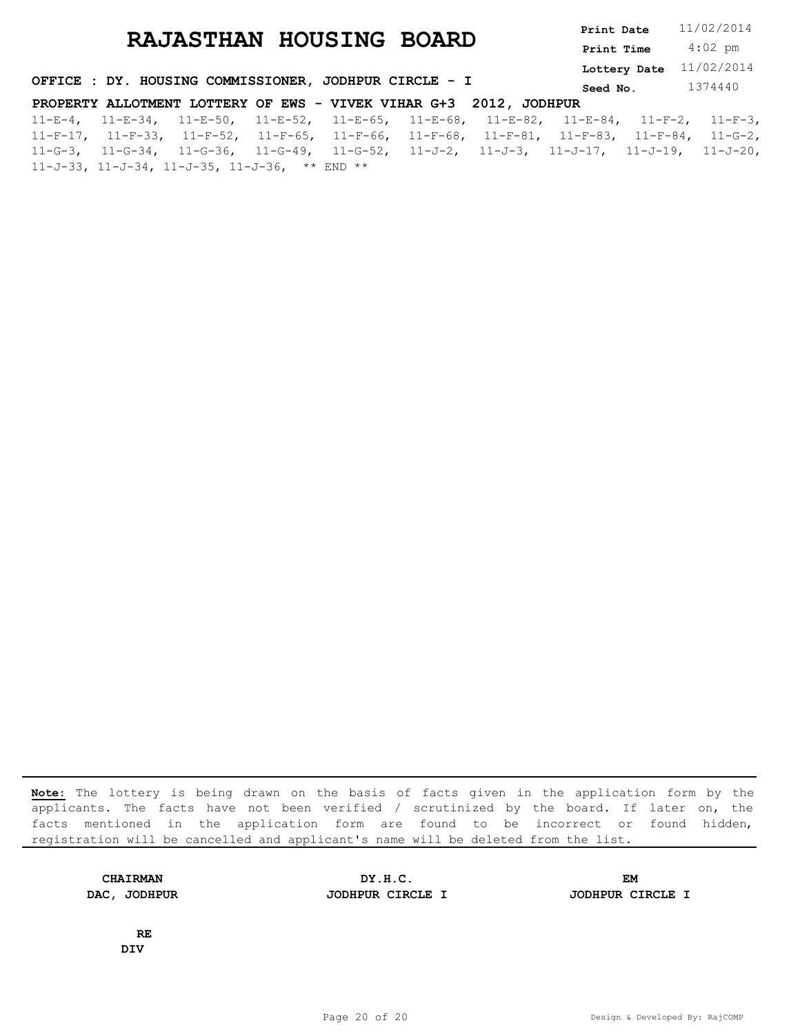# RAJASTHAN HOUSING BOARD

**Print Date** 11/02/2014
**Print Time** 4:02 pm
**Lottery Date** 11/02/2014
**Seed No.** 1374440

**OFFICE : DY. HOUSING COMMISSIONER, JODHPUR CIRCLE - I**

**PROPERTY ALLOTMENT LOTTERY OF EWS - VIVEK VIHAR G+3 2012, JODHPUR**

11-E-4, 11-E-34, 11-E-50, 11-E-52, 11-E-65, 11-E-68, 11-E-82, 11-E-84, 11-F-2, 11-F-3, 11-F-17, 11-F-33, 11-F-52, 11-F-65, 11-F-66, 11-F-68, 11-F-81, 11-F-83, 11-F-84, 11-G-2, 11-G-3, 11-G-34, 11-G-36, 11-G-49, 11-G-52, 11-J-2, 11-J-3, 11-J-17, 11-J-19, 11-J-20, 11-J-33, 11-J-34, 11-J-35, 11-J-36, ** END **

**Note:** The lottery is being drawn on the basis of facts given in the application form by the applicants. The facts have not been verified / scrutinized by the board. If later on, the facts mentioned in the application form are found to be incorrect or found hidden, registration will be cancelled and applicant's name will be deleted from the list.

**CHAIRMAN**
**DAC, JODHPUR**

**DY.H.C.**
**JODHPUR CIRCLE I**

**EM**
**JODHPUR CIRCLE I**

**RE**
**DIV**

Design & Developed By: RajCOMP